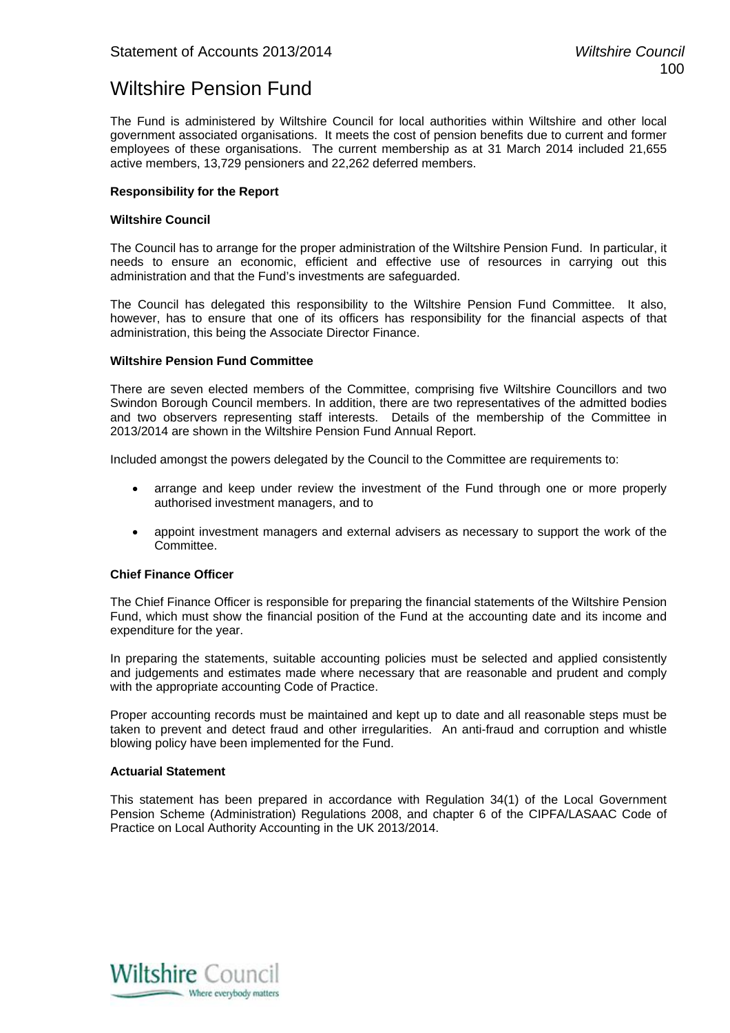# Wiltshire Pension Fund

The Fund is administered by Wiltshire Council for local authorities within Wiltshire and other local government associated organisations. It meets the cost of pension benefits due to current and former employees of these organisations. The current membership as at 31 March 2014 included 21,655 active members, 13,729 pensioners and 22,262 deferred members.

**Responsibility for the Report**

**Wiltshire Council**

The Council has to arrange for the proper administration of the Wiltshire Pension Fund. In particular, it needs to ensure an economic, efficient and effective use of resources in carrying out this administration and that the Fund's investments are safeguarded.

The Council has delegated this responsibility to the Wiltshire Pension Fund Committee. It also, however, has to ensure that one of its officers has responsibility for the financial aspects of that administration, this being the Associate Director Finance.

**Wiltshire Pension Fund Committee**

There are seven elected members of the Committee, comprising five Wiltshire Councillors and two Swindon Borough Council members. In addition, there are two representatives of the admitted bodies and two observers representing staff interests. Details of the membership of the Committee in 2013/2014 are shown in the Wiltshire Pension Fund Annual Report.

Included amongst the powers delegated by the Council to the Committee are requirements to:

- arrange and keep under review the investment of the Fund through one or more properly authorised investment managers, and to
- appoint investment managers and external advisers as necessary to support the work of the Committee.

**Chief Finance Officer**

The Chief Finance Officer is responsible for preparing the financial statements of the Wiltshire Pension Fund, which must show the financial position of the Fund at the accounting date and its income and expenditure for the year.

In preparing the statements, suitable accounting policies must be selected and applied consistently and judgements and estimates made where necessary that are reasonable and prudent and comply with the appropriate accounting Code of Practice.

Proper accounting records must be maintained and kept up to date and all reasonable steps must be taken to prevent and detect fraud and other irregularities. An anti-fraud and corruption and whistle blowing policy have been implemented for the Fund.

**Actuarial Statement**

This statement has been prepared in accordance with Regulation 34(1) of the Local Government Pension Scheme (Administration) Regulations 2008, and chapter 6 of the CIPFA/LASAAC Code of Practice on Local Authority Accounting in the UK 2013/2014.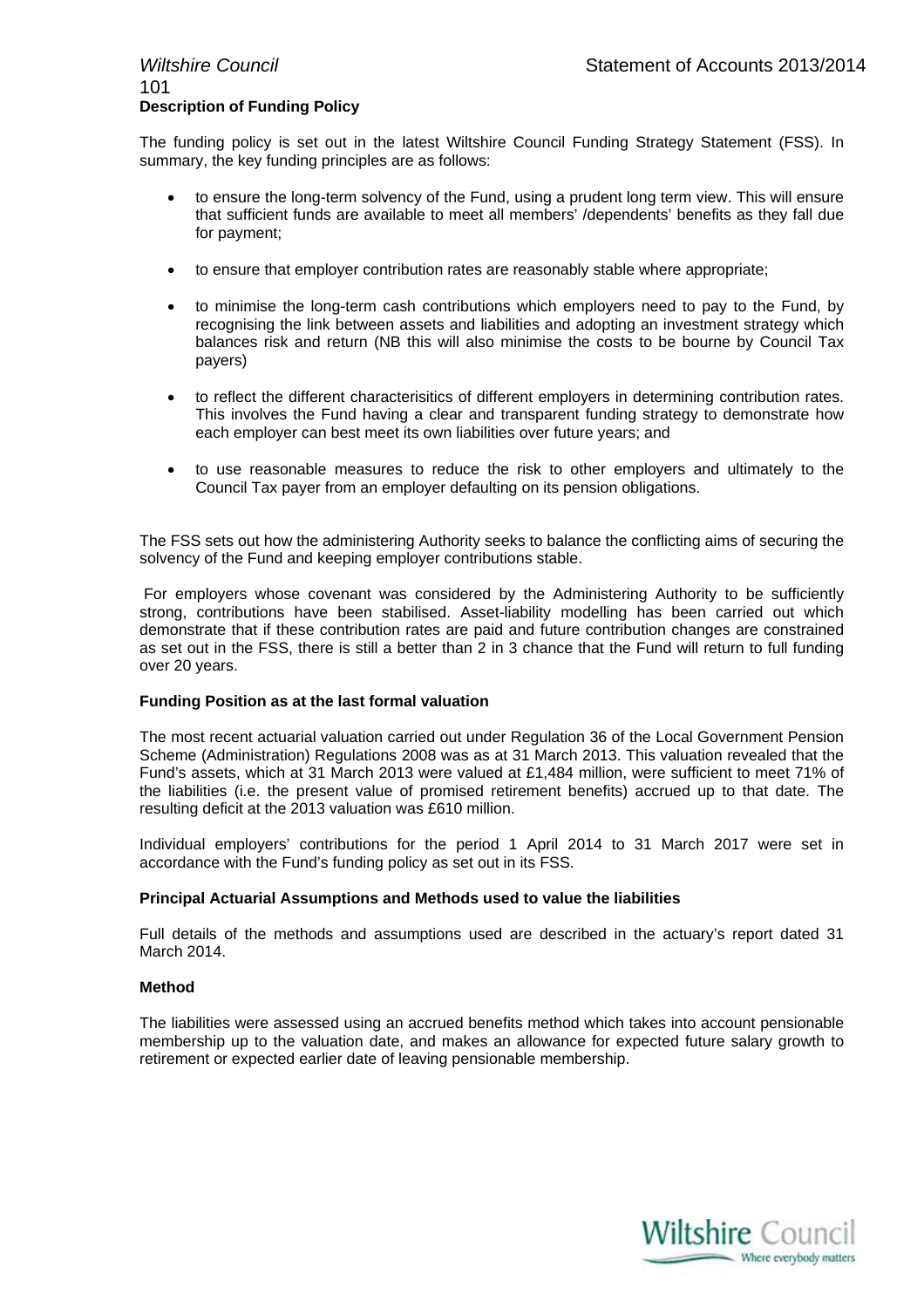**Description of Funding Policy**

The funding policy is set out in the latest Wiltshire Council Funding Strategy Statement (FSS). In summary, the key funding principles are as follows:

- to ensure the long-term solvency of the Fund, using a prudent long term view. This will ensure that sufficient funds are available to meet all members' /dependents' benefits as they fall due for payment;
- to ensure that employer contribution rates are reasonably stable where appropriate;
- to minimise the long-term cash contributions which employers need to pay to the Fund, by recognising the link between assets and liabilities and adopting an investment strategy which balances risk and return (NB this will also minimise the costs to be bourne by Council Tax payers)
- to reflect the different characterisitics of different employers in determining contribution rates. This involves the Fund having a clear and transparent funding strategy to demonstrate how each employer can best meet its own liabilities over future years; and
- to use reasonable measures to reduce the risk to other employers and ultimately to the Council Tax payer from an employer defaulting on its pension obligations.

The FSS sets out how the administering Authority seeks to balance the conflicting aims of securing the solvency of the Fund and keeping employer contributions stable.

For employers whose covenant was considered by the Administering Authority to be sufficiently strong, contributions have been stabilised. Asset-liability modelling has been carried out which demonstrate that if these contribution rates are paid and future contribution changes are constrained as set out in the FSS, there is still a better than 2 in 3 chance that the Fund will return to full funding over 20 years.

**Funding Position as at the last formal valuation**

The most recent actuarial valuation carried out under Regulation 36 of the Local Government Pension Scheme (Administration) Regulations 2008 was as at 31 March 2013. This valuation revealed that the Fund's assets, which at 31 March 2013 were valued at £1,484 million, were sufficient to meet 71% of the liabilities (i.e. the present value of promised retirement benefits) accrued up to that date. The resulting deficit at the 2013 valuation was £610 million.

Individual employers' contributions for the period 1 April 2014 to 31 March 2017 were set in accordance with the Fund's funding policy as set out in its FSS.

**Principal Actuarial Assumptions and Methods used to value the liabilities**

Full details of the methods and assumptions used are described in the actuary's report dated 31 March 2014.

**Method**

The liabilities were assessed using an accrued benefits method which takes into account pensionable membership up to the valuation date, and makes an allowance for expected future salary growth to retirement or expected earlier date of leaving pensionable membership.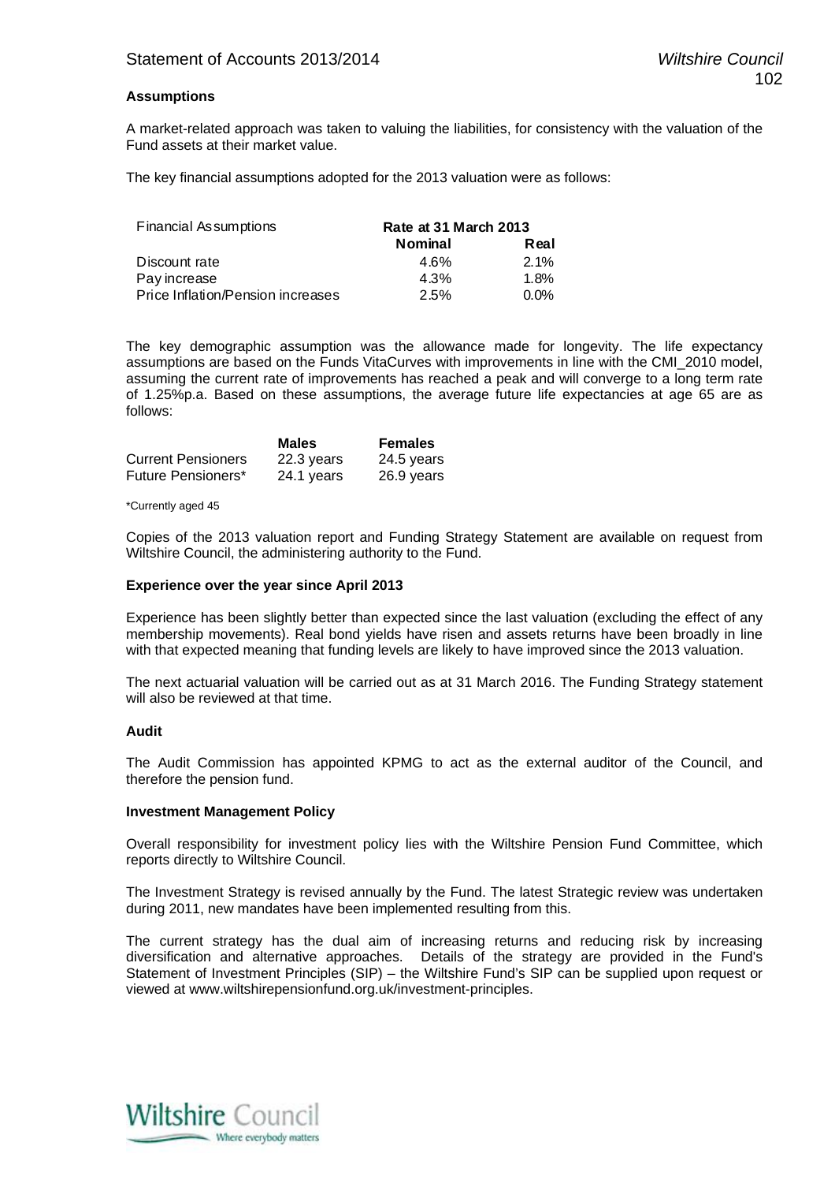**Assumptions**

A market-related approach was taken to valuing the liabilities, for consistency with the valuation of the Fund assets at their market value.

The key financial assumptions adopted for the 2013 valuation were as follows:

| Financial Assumptions | Rate at 31 March 2013 | |
|---|---|---|
| | **Nominal** | **Real** |
| Discount rate | 4.6% | 2.1% |
| Pay increase | 4.3% | 1.8% |
| Price Inflation/Pension increases | 2.5% | 0.0% |

The key demographic assumption was the allowance made for longevity. The life expectancy assumptions are based on the Funds VitaCurves with improvements in line with the CMI_2010 model, assuming the current rate of improvements has reached a peak and will converge to a long term rate of 1.25%p.a. Based on these assumptions, the average future life expectancies at age 65 are as follows:

| | **Males** | **Females** |
|---|---|---|
| Current Pensioners | 22.3 years | 24.5 years |
| Future Pensioners* | 24.1 years | 26.9 years |

*Currently aged 45

Copies of the 2013 valuation report and Funding Strategy Statement are available on request from Wiltshire Council, the administering authority to the Fund.

**Experience over the year since April 2013**

Experience has been slightly better than expected since the last valuation (excluding the effect of any membership movements). Real bond yields have risen and assets returns have been broadly in line with that expected meaning that funding levels are likely to have improved since the 2013 valuation.

The next actuarial valuation will be carried out as at 31 March 2016. The Funding Strategy statement will also be reviewed at that time.

**Audit**

The Audit Commission has appointed KPMG to act as the external auditor of the Council, and therefore the pension fund.

**Investment Management Policy**

Overall responsibility for investment policy lies with the Wiltshire Pension Fund Committee, which reports directly to Wiltshire Council.

The Investment Strategy is revised annually by the Fund. The latest Strategic review was undertaken during 2011, new mandates have been implemented resulting from this.

The current strategy has the dual aim of increasing returns and reducing risk by increasing diversification and alternative approaches. Details of the strategy are provided in the Fund's Statement of Investment Principles (SIP) – the Wiltshire Fund's SIP can be supplied upon request or viewed at www.wiltshirepensionfund.org.uk/investment-principles.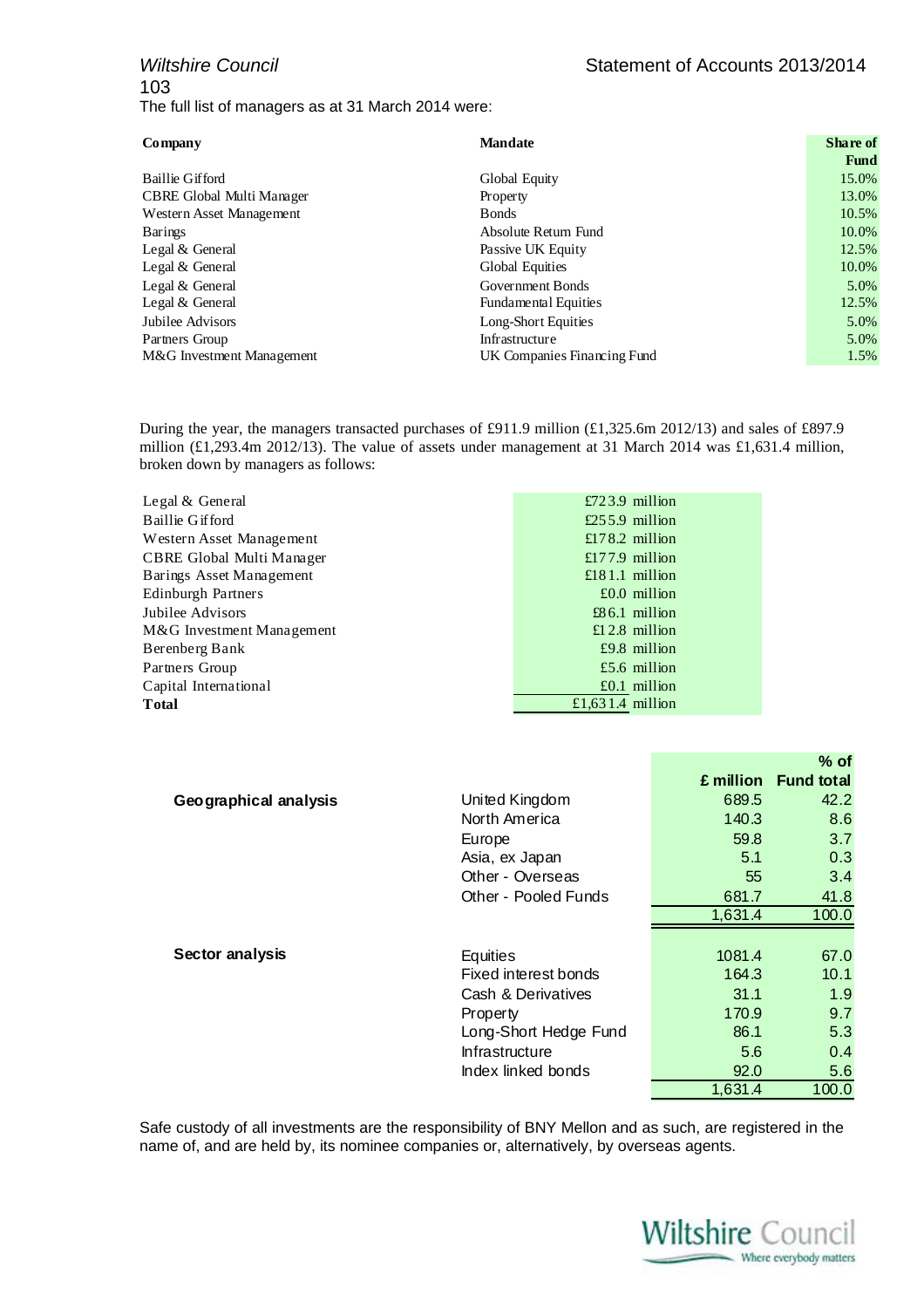The full list of managers as at 31 March 2014 were:

| Company | Mandate | Share of Fund |
|---|---|---|
| Baillie Gifford | Global Equity | 15.0% |
| CBRE Global Multi Manager | Property | 13.0% |
| Western Asset Management | Bonds | 10.5% |
| Barings | Absolute Return Fund | 10.0% |
| Legal & General | Passive UK Equity | 12.5% |
| Legal & General | Global Equities | 10.0% |
| Legal & General | Government Bonds | 5.0% |
| Legal & General | Fundamental Equities | 12.5% |
| Jubilee Advisors | Long-Short Equities | 5.0% |
| Partners Group | Infrastructure | 5.0% |
| M&G Investment Management | UK Companies Financing Fund | 1.5% |

During the year, the managers transacted purchases of £911.9 million (£1,325.6m 2012/13) and sales of £897.9 million (£1,293.4m 2012/13). The value of assets under management at 31 March 2014 was £1,631.4 million, broken down by managers as follows:

| Manager | Value |
|---|---|
| Legal & General | £723.9 million |
| Baillie Gifford | £255.9 million |
| Western Asset Management | £178.2 million |
| CBRE Global Multi Manager | £177.9 million |
| Barings Asset Management | £181.1 million |
| Edinburgh Partners | £0.0 million |
| Jubilee Advisors | £86.1 million |
| M&G Investment Management | £12.8 million |
| Berenberg Bank | £9.8 million |
| Partners Group | £5.6 million |
| Capital International | £0.1 million |
| **Total** | £1,631.4 million |

| | | £ million | % of Fund total |
|---|---|---|---|
| **Geographical analysis** | United Kingdom | 689.5 | 42.2 |
| | North America | 140.3 | 8.6 |
| | Europe | 59.8 | 3.7 |
| | Asia, ex Japan | 5.1 | 0.3 |
| | Other - Overseas | 55 | 3.4 |
| | Other - Pooled Funds | 681.7 | 41.8 |
| | | 1,631.4 | 100.0 |
| **Sector analysis** | Equities | 1081.4 | 67.0 |
| | Fixed interest bonds | 164.3 | 10.1 |
| | Cash & Derivatives | 31.1 | 1.9 |
| | Property | 170.9 | 9.7 |
| | Long-Short Hedge Fund | 86.1 | 5.3 |
| | Infrastructure | 5.6 | 0.4 |
| | Index linked bonds | 92.0 | 5.6 |
| | | 1,631.4 | 100.0 |

Safe custody of all investments are the responsibility of BNY Mellon and as such, are registered in the name of, and are held by, its nominee companies or, alternatively, by overseas agents.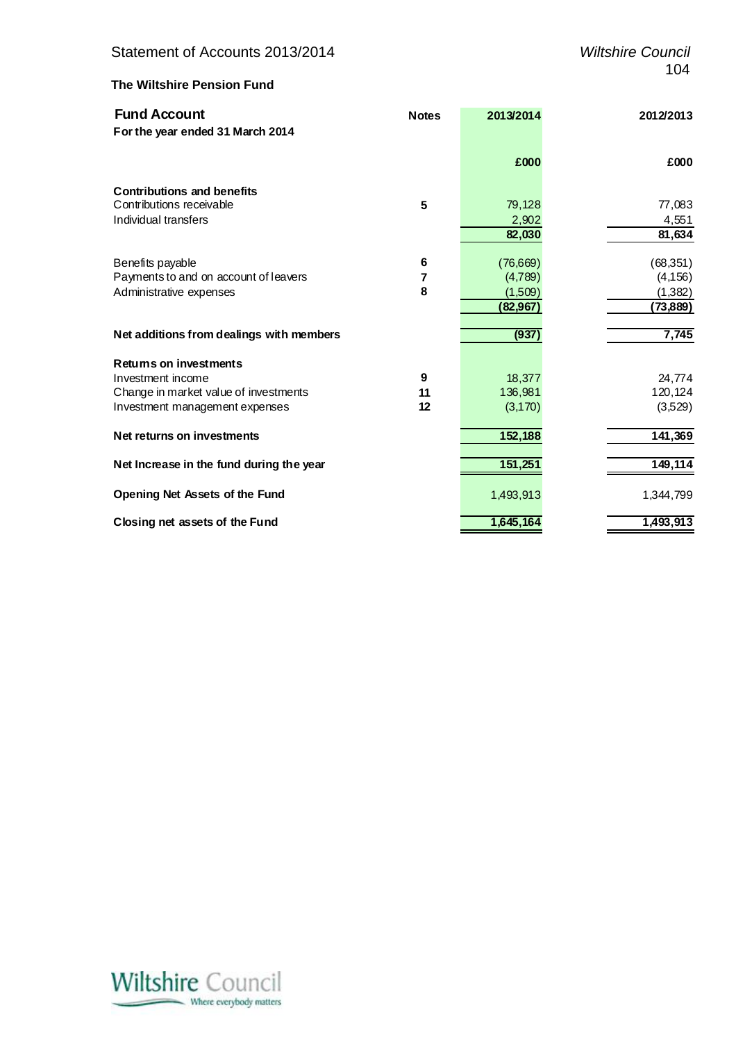## The Wiltshire Pension Fund

### Fund Account

**For the year ended 31 March 2014**

| | Notes | 2013/2014 | 2012/2013 |
|---|---|---|---|
| | | £000 | £000 |
| **Contributions and benefits** | | | |
| Contributions receivable | 5 | 79,128 | 77,083 |
| Individual transfers | | 2,902 | 4,551 |
| | | **82,030** | **81,634** |
| Benefits payable | 6 | (76,669) | (68,351) |
| Payments to and on account of leavers | 7 | (4,789) | (4,156) |
| Administrative expenses | 8 | (1,509) | (1,382) |
| | | **(82,967)** | **(73,889)** |
| **Net additions from dealings with members** | | **(937)** | **7,745** |
| **Returns on investments** | | | |
| Investment income | 9 | 18,377 | 24,774 |
| Change in market value of investments | 11 | 136,981 | 120,124 |
| Investment management expenses | 12 | (3,170) | (3,529) |
| **Net returns on investments** | | **152,188** | **141,369** |
| **Net Increase in the fund during the year** | | **151,251** | **149,114** |
| **Opening Net Assets of the Fund** | | 1,493,913 | 1,344,799 |
| **Closing net assets of the Fund** | | **1,645,164** | **1,493,913** |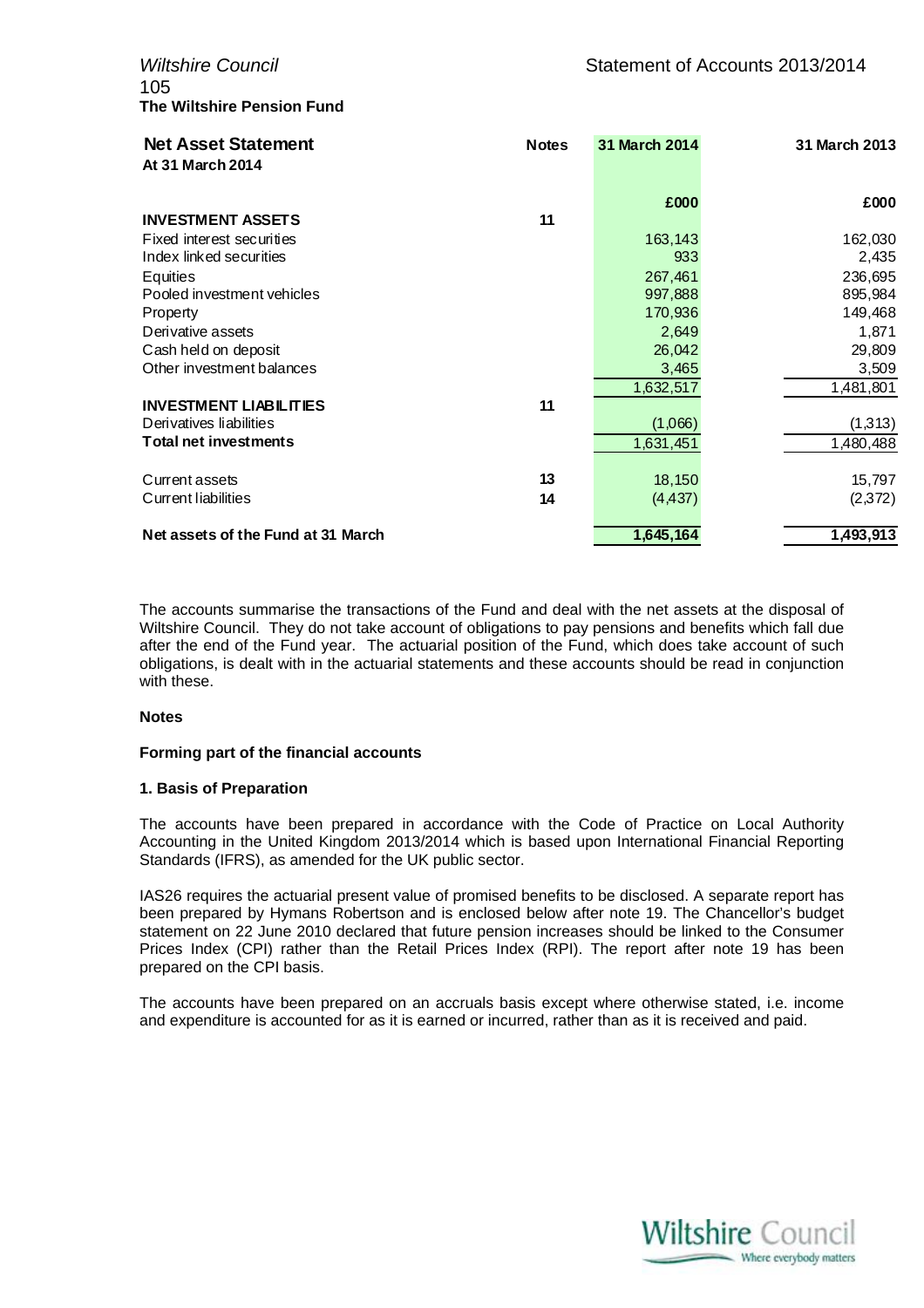**The Wiltshire Pension Fund**

| **Net Asset Statement** At 31 March 2014 | **Notes** | **31 March 2014** | **31 March 2013** |
|---|---|---|---|
| | | **£000** | **£000** |
| **INVESTMENT ASSETS** | **11** | | |
| Fixed interest securities | | 163,143 | 162,030 |
| Index linked securities | | 933 | 2,435 |
| Equities | | 267,461 | 236,695 |
| Pooled investment vehicles | | 997,888 | 895,984 |
| Property | | 170,936 | 149,468 |
| Derivative assets | | 2,649 | 1,871 |
| Cash held on deposit | | 26,042 | 29,809 |
| Other investment balances | | 3,465 | 3,509 |
| | | 1,632,517 | 1,481,801 |
| **INVESTMENT LIABILITIES** | **11** | | |
| Derivatives liabilities | | (1,066) | (1,313) |
| **Total net investments** | | 1,631,451 | 1,480,488 |
| Current assets | **13** | 18,150 | 15,797 |
| Current liabilities | **14** | (4,437) | (2,372) |
| **Net assets of the Fund at 31 March** | | **1,645,164** | **1,493,913** |

The accounts summarise the transactions of the Fund and deal with the net assets at the disposal of Wiltshire Council. They do not take account of obligations to pay pensions and benefits which fall due after the end of the Fund year. The actuarial position of the Fund, which does take account of such obligations, is dealt with in the actuarial statements and these accounts should be read in conjunction with these.

**Notes**

**Forming part of the financial accounts**

**1. Basis of Preparation**

The accounts have been prepared in accordance with the Code of Practice on Local Authority Accounting in the United Kingdom 2013/2014 which is based upon International Financial Reporting Standards (IFRS), as amended for the UK public sector.

IAS26 requires the actuarial present value of promised benefits to be disclosed. A separate report has been prepared by Hymans Robertson and is enclosed below after note 19. The Chancellor's budget statement on 22 June 2010 declared that future pension increases should be linked to the Consumer Prices Index (CPI) rather than the Retail Prices Index (RPI). The report after note 19 has been prepared on the CPI basis.

The accounts have been prepared on an accruals basis except where otherwise stated, i.e. income and expenditure is accounted for as it is earned or incurred, rather than as it is received and paid.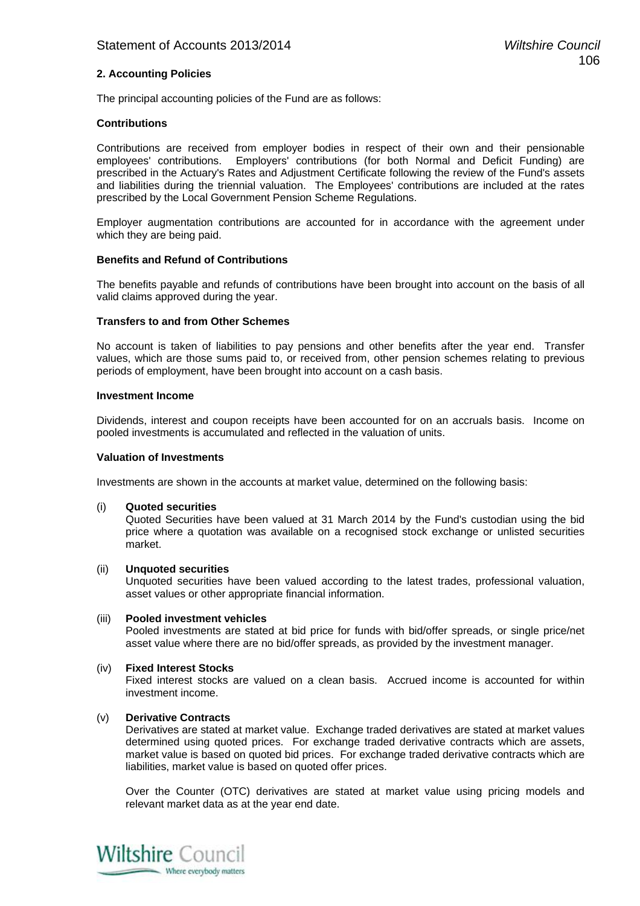## 2. Accounting Policies

The principal accounting policies of the Fund are as follows:

### Contributions

Contributions are received from employer bodies in respect of their own and their pensionable employees' contributions. Employers' contributions (for both Normal and Deficit Funding) are prescribed in the Actuary's Rates and Adjustment Certificate following the review of the Fund's assets and liabilities during the triennial valuation. The Employees' contributions are included at the rates prescribed by the Local Government Pension Scheme Regulations.

Employer augmentation contributions are accounted for in accordance with the agreement under which they are being paid.

### Benefits and Refund of Contributions

The benefits payable and refunds of contributions have been brought into account on the basis of all valid claims approved during the year.

### Transfers to and from Other Schemes

No account is taken of liabilities to pay pensions and other benefits after the year end. Transfer values, which are those sums paid to, or received from, other pension schemes relating to previous periods of employment, have been brought into account on a cash basis.

### Investment Income

Dividends, interest and coupon receipts have been accounted for on an accruals basis. Income on pooled investments is accumulated and reflected in the valuation of units.

### Valuation of Investments

Investments are shown in the accounts at market value, determined on the following basis:

(i) **Quoted securities**
Quoted Securities have been valued at 31 March 2014 by the Fund's custodian using the bid price where a quotation was available on a recognised stock exchange or unlisted securities market.

(ii) **Unquoted securities**
Unquoted securities have been valued according to the latest trades, professional valuation, asset values or other appropriate financial information.

(iii) **Pooled investment vehicles**
Pooled investments are stated at bid price for funds with bid/offer spreads, or single price/net asset value where there are no bid/offer spreads, as provided by the investment manager.

(iv) **Fixed Interest Stocks**
Fixed interest stocks are valued on a clean basis. Accrued income is accounted for within investment income.

(v) **Derivative Contracts**
Derivatives are stated at market value. Exchange traded derivatives are stated at market values determined using quoted prices. For exchange traded derivative contracts which are assets, market value is based on quoted bid prices. For exchange traded derivative contracts which are liabilities, market value is based on quoted offer prices.

Over the Counter (OTC) derivatives are stated at market value using pricing models and relevant market data as at the year end date.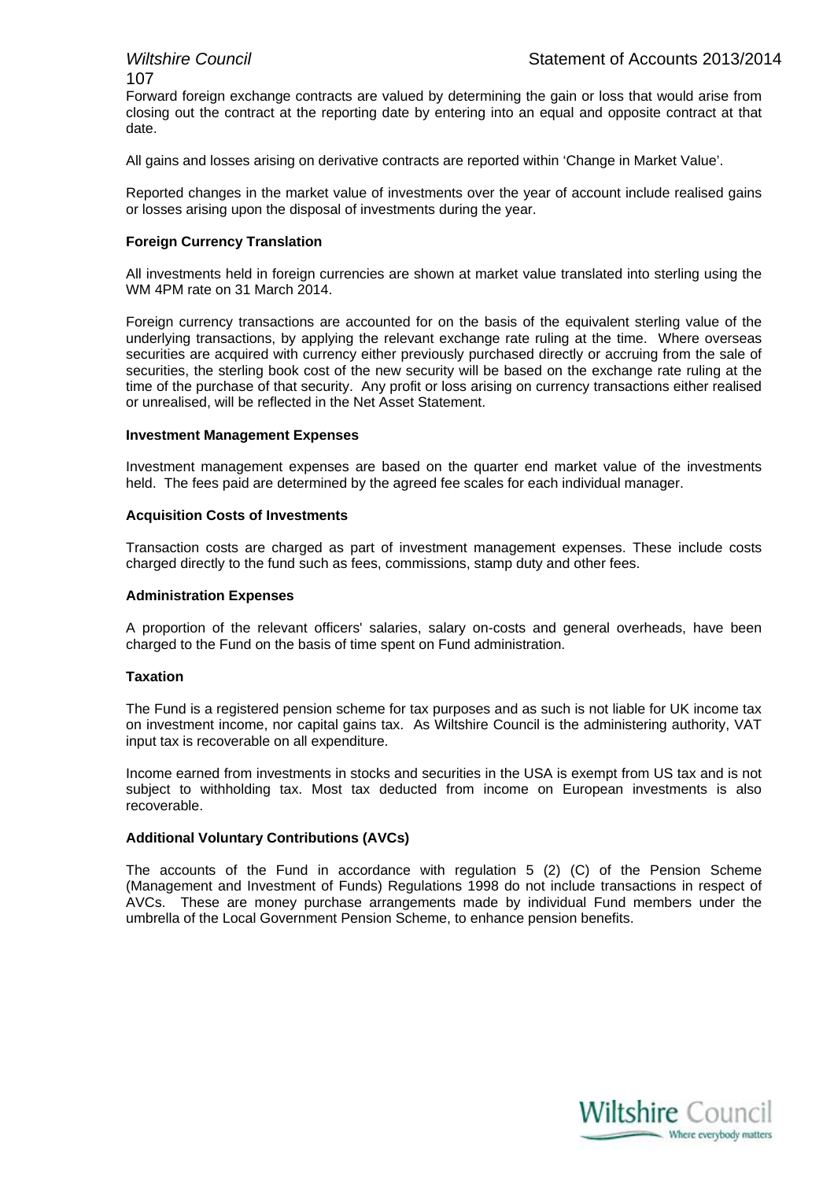Forward foreign exchange contracts are valued by determining the gain or loss that would arise from closing out the contract at the reporting date by entering into an equal and opposite contract at that date.

All gains and losses arising on derivative contracts are reported within 'Change in Market Value'.

Reported changes in the market value of investments over the year of account include realised gains or losses arising upon the disposal of investments during the year.

**Foreign Currency Translation**

All investments held in foreign currencies are shown at market value translated into sterling using the WM 4PM rate on 31 March 2014.

Foreign currency transactions are accounted for on the basis of the equivalent sterling value of the underlying transactions, by applying the relevant exchange rate ruling at the time. Where overseas securities are acquired with currency either previously purchased directly or accruing from the sale of securities, the sterling book cost of the new security will be based on the exchange rate ruling at the time of the purchase of that security. Any profit or loss arising on currency transactions either realised or unrealised, will be reflected in the Net Asset Statement.

**Investment Management Expenses**

Investment management expenses are based on the quarter end market value of the investments held. The fees paid are determined by the agreed fee scales for each individual manager.

**Acquisition Costs of Investments**

Transaction costs are charged as part of investment management expenses. These include costs charged directly to the fund such as fees, commissions, stamp duty and other fees.

**Administration Expenses**

A proportion of the relevant officers' salaries, salary on-costs and general overheads, have been charged to the Fund on the basis of time spent on Fund administration.

**Taxation**

The Fund is a registered pension scheme for tax purposes and as such is not liable for UK income tax on investment income, nor capital gains tax. As Wiltshire Council is the administering authority, VAT input tax is recoverable on all expenditure.

Income earned from investments in stocks and securities in the USA is exempt from US tax and is not subject to withholding tax. Most tax deducted from income on European investments is also recoverable.

**Additional Voluntary Contributions (AVCs)**

The accounts of the Fund in accordance with regulation 5 (2) (C) of the Pension Scheme (Management and Investment of Funds) Regulations 1998 do not include transactions in respect of AVCs. These are money purchase arrangements made by individual Fund members under the umbrella of the Local Government Pension Scheme, to enhance pension benefits.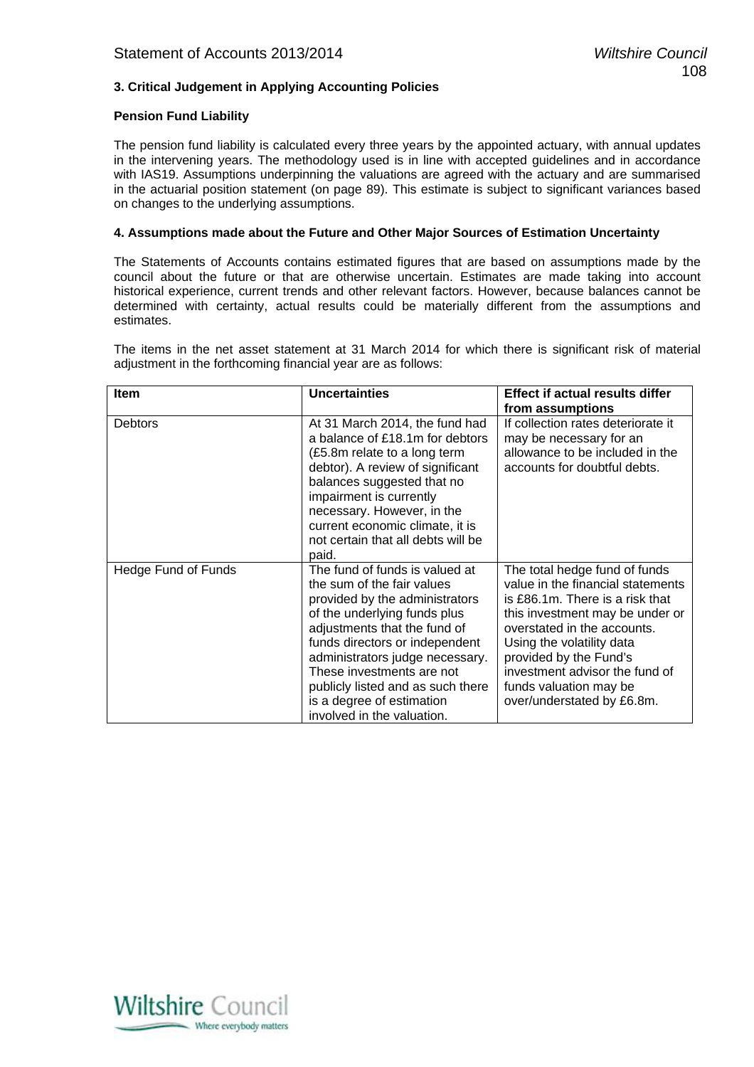### 3. Critical Judgement in Applying Accounting Policies

**Pension Fund Liability**

The pension fund liability is calculated every three years by the appointed actuary, with annual updates in the intervening years. The methodology used is in line with accepted guidelines and in accordance with IAS19. Assumptions underpinning the valuations are agreed with the actuary and are summarised in the actuarial position statement (on page 89). This estimate is subject to significant variances based on changes to the underlying assumptions.

### 4. Assumptions made about the Future and Other Major Sources of Estimation Uncertainty

The Statements of Accounts contains estimated figures that are based on assumptions made by the council about the future or that are otherwise uncertain. Estimates are made taking into account historical experience, current trends and other relevant factors. However, because balances cannot be determined with certainty, actual results could be materially different from the assumptions and estimates.

The items in the net asset statement at 31 March 2014 for which there is significant risk of material adjustment in the forthcoming financial year are as follows:

| Item | Uncertainties | Effect if actual results differ from assumptions |
|---|---|---|
| Debtors | At 31 March 2014, the fund had a balance of £18.1m for debtors (£5.8m relate to a long term debtor). A review of significant balances suggested that no impairment is currently necessary. However, in the current economic climate, it is not certain that all debts will be paid. | If collection rates deteriorate it may be necessary for an allowance to be included in the accounts for doubtful debts. |
| Hedge Fund of Funds | The fund of funds is valued at the sum of the fair values provided by the administrators of the underlying funds plus adjustments that the fund of funds directors or independent administrators judge necessary. These investments are not publicly listed and as such there is a degree of estimation involved in the valuation. | The total hedge fund of funds value in the financial statements is £86.1m. There is a risk that this investment may be under or overstated in the accounts. Using the volatility data provided by the Fund's investment advisor the fund of funds valuation may be over/understated by £6.8m. |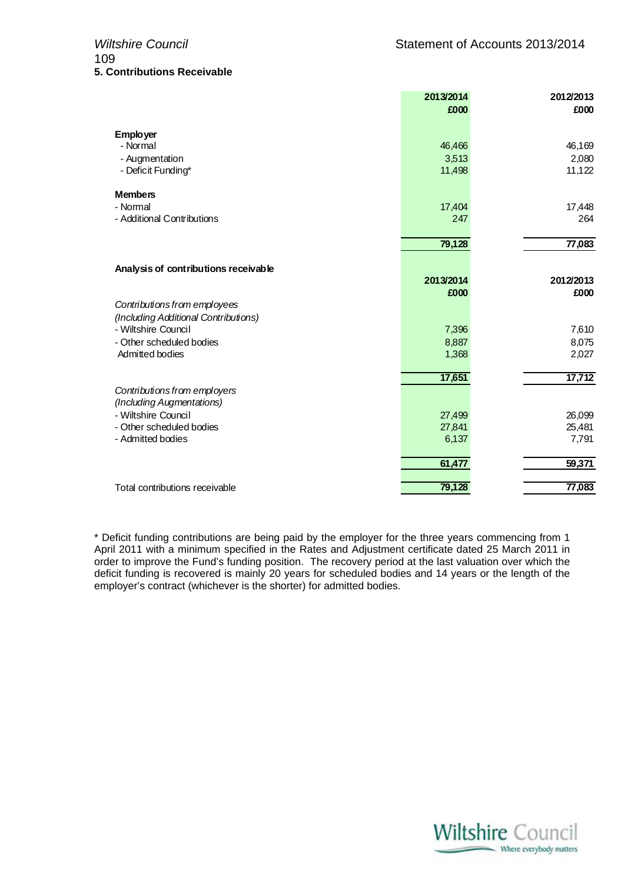### 5. Contributions Receivable

| | 2013/2014 £000 | 2012/2013 £000 |
|---|---|---|
| **Employer** | | |
| - Normal | 46,466 | 46,169 |
| - Augmentation | 3,513 | 2,080 |
| - Deficit Funding* | 11,498 | 11,122 |
| **Members** | | |
| - Normal | 17,404 | 17,448 |
| - Additional Contributions | 247 | 264 |
| | **79,128** | **77,083** |

**Analysis of contributions receivable**

| | 2013/2014 £000 | 2012/2013 £000 |
|---|---|---|
| *Contributions from employees (Including Additional Contributions)* | | |
| - Wiltshire Council | 7,396 | 7,610 |
| - Other scheduled bodies | 8,887 | 8,075 |
| Admitted bodies | 1,368 | 2,027 |
| | **17,651** | **17,712** |
| *Contributions from employers (Including Augmentations)* | | |
| - Wiltshire Council | 27,499 | 26,099 |
| - Other scheduled bodies | 27,841 | 25,481 |
| - Admitted bodies | 6,137 | 7,791 |
| | **61,477** | **59,371** |
| Total contributions receivable | **79,128** | **77,083** |

* Deficit funding contributions are being paid by the employer for the three years commencing from 1 April 2011 with a minimum specified in the Rates and Adjustment certificate dated 25 March 2011 in order to improve the Fund's funding position. The recovery period at the last valuation over which the deficit funding is recovered is mainly 20 years for scheduled bodies and 14 years or the length of the employer's contract (whichever is the shorter) for admitted bodies.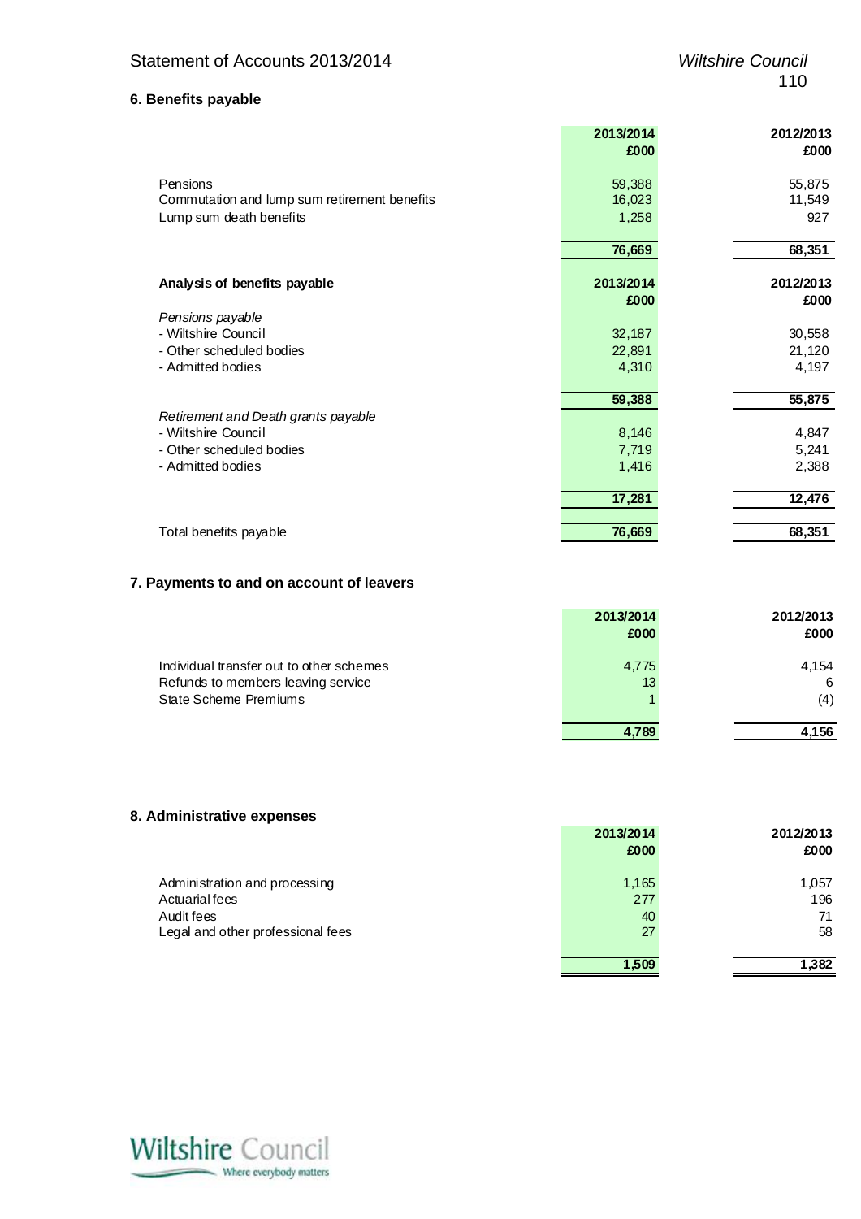## 6. Benefits payable

| | 2013/2014 £000 | 2012/2013 £000 |
|---|---|---|
| Pensions | 59,388 | 55,875 |
| Commutation and lump sum retirement benefits | 16,023 | 11,549 |
| Lump sum death benefits | 1,258 | 927 |
| | **76,669** | **68,351** |

| **Analysis of benefits payable** | **2013/2014 £000** | **2012/2013 £000** |
|---|---|---|
| *Pensions payable* | | |
| - Wiltshire Council | 32,187 | 30,558 |
| - Other scheduled bodies | 22,891 | 21,120 |
| - Admitted bodies | 4,310 | 4,197 |
| | **59,388** | **55,875** |
| *Retirement and Death grants payable* | | |
| - Wiltshire Council | 8,146 | 4,847 |
| - Other scheduled bodies | 7,719 | 5,241 |
| - Admitted bodies | 1,416 | 2,388 |
| | **17,281** | **12,476** |
| Total benefits payable | **76,669** | **68,351** |

## 7. Payments to and on account of leavers

| | 2013/2014 £000 | 2012/2013 £000 |
|---|---|---|
| Individual transfer out to other schemes | 4,775 | 4,154 |
| Refunds to members leaving service | 13 | 6 |
| State Scheme Premiums | 1 | (4) |
| | **4,789** | **4,156** |

## 8. Administrative expenses

| | 2013/2014 £000 | 2012/2013 £000 |
|---|---|---|
| Administration and processing | 1,165 | 1,057 |
| Actuarial fees | 277 | 196 |
| Audit fees | 40 | 71 |
| Legal and other professional fees | 27 | 58 |
| | **1,509** | **1,382** |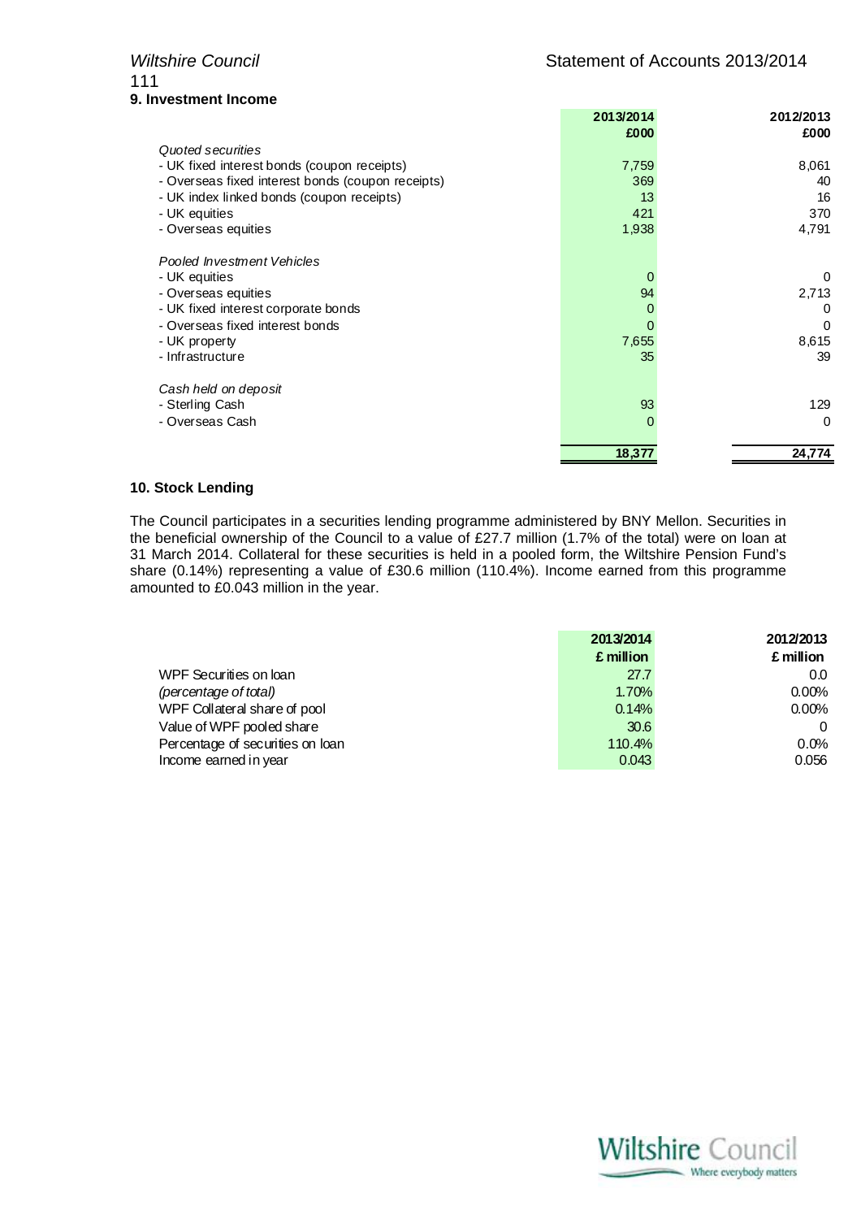## 9. Investment Income

| | 2013/2014 £000 | 2012/2013 £000 |
|---|---|---|
| *Quoted securities* | | |
| - UK fixed interest bonds (coupon receipts) | 7,759 | 8,061 |
| - Overseas fixed interest bonds (coupon receipts) | 369 | 40 |
| - UK index linked bonds (coupon receipts) | 13 | 16 |
| - UK equities | 421 | 370 |
| - Overseas equities | 1,938 | 4,791 |
| *Pooled Investment Vehicles* | | |
| - UK equities | 0 | 0 |
| - Overseas equities | 94 | 2,713 |
| - UK fixed interest corporate bonds | 0 | 0 |
| - Overseas fixed interest bonds | 0 | 0 |
| - UK property | 7,655 | 8,615 |
| - Infrastructure | 35 | 39 |
| *Cash held on deposit* | | |
| - Sterling Cash | 93 | 129 |
| - Overseas Cash | 0 | 0 |
| | **18,377** | **24,774** |

## 10. Stock Lending

The Council participates in a securities lending programme administered by BNY Mellon. Securities in the beneficial ownership of the Council to a value of £27.7 million (1.7% of the total) were on loan at 31 March 2014. Collateral for these securities is held in a pooled form, the Wiltshire Pension Fund's share (0.14%) representing a value of £30.6 million (110.4%). Income earned from this programme amounted to £0.043 million in the year.

| | 2013/2014 £ million | 2012/2013 £ million |
|---|---|---|
| WPF Securities on loan | 27.7 | 0.0 |
| *(percentage of total)* | 1.70% | 0.00% |
| WPF Collateral share of pool | 0.14% | 0.00% |
| Value of WPF pooled share | 30.6 | 0 |
| Percentage of securities on loan | 110.4% | 0.0% |
| Income earned in year | 0.043 | 0.056 |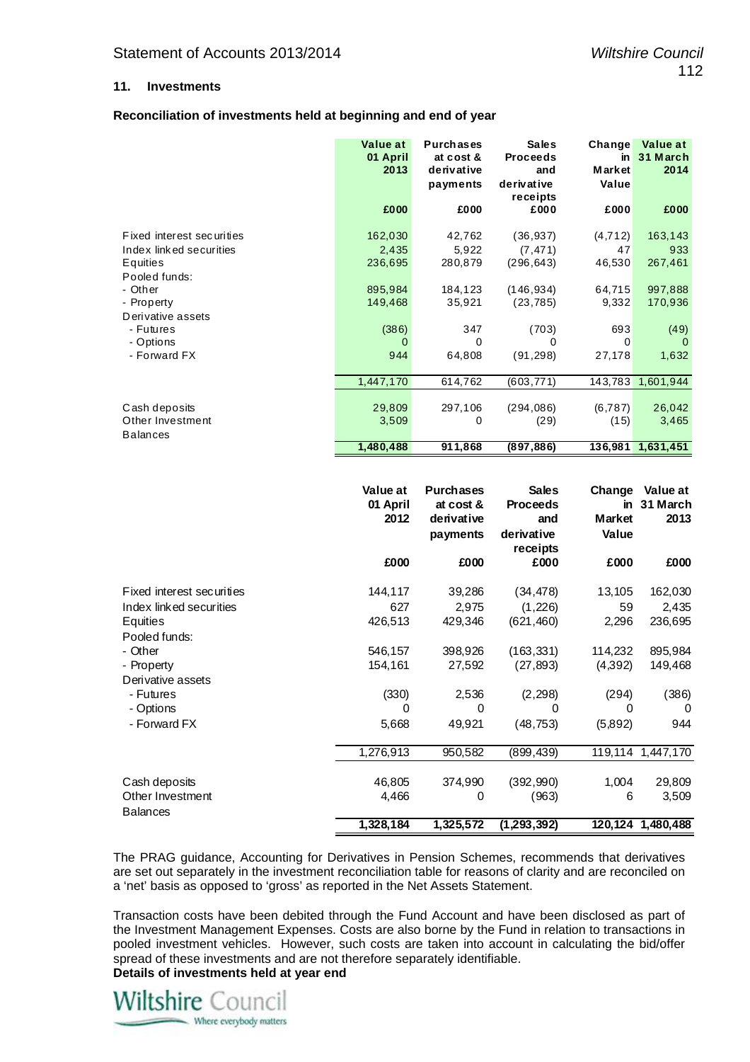### 11. Investments

**Reconciliation of investments held at beginning and end of year**

| | Value at 01 April 2013 | Purchases at cost & derivative payments | Sales Proceeds and derivative receipts | Change in Market Value | Value at 31 March 2014 |
|---|---|---|---|---|---|
| | £000 | £000 | £000 | £000 | £000 |
| Fixed interest securities | 162,030 | 42,762 | (36,937) | (4,712) | 163,143 |
| Index linked securities | 2,435 | 5,922 | (7,471) | 47 | 933 |
| Equities | 236,695 | 280,879 | (296,643) | 46,530 | 267,461 |
| Pooled funds: | | | | | |
| - Other | 895,984 | 184,123 | (146,934) | 64,715 | 997,888 |
| - Property | 149,468 | 35,921 | (23,785) | 9,332 | 170,936 |
| Derivative assets | | | | | |
| - Futures | (386) | 347 | (703) | 693 | (49) |
| - Options | 0 | 0 | 0 | 0 | 0 |
| - Forward FX | 944 | 64,808 | (91,298) | 27,178 | 1,632 |
| | 1,447,170 | 614,762 | (603,771) | 143,783 | 1,601,944 |
| Cash deposits | 29,809 | 297,106 | (294,086) | (6,787) | 26,042 |
| Other Investment Balances | 3,509 | 0 | (29) | (15) | 3,465 |
| | **1,480,488** | **911,868** | **(897,886)** | **136,981** | **1,631,451** |

| | Value at 01 April 2012 | Purchases at cost & derivative payments | Sales Proceeds and derivative receipts | Change in Market Value | Value at 31 March 2013 |
|---|---|---|---|---|---|
| | £000 | £000 | £000 | £000 | £000 |
| Fixed interest securities | 144,117 | 39,286 | (34,478) | 13,105 | 162,030 |
| Index linked securities | 627 | 2,975 | (1,226) | 59 | 2,435 |
| Equities | 426,513 | 429,346 | (621,460) | 2,296 | 236,695 |
| Pooled funds: | | | | | |
| - Other | 546,157 | 398,926 | (163,331) | 114,232 | 895,984 |
| - Property | 154,161 | 27,592 | (27,893) | (4,392) | 149,468 |
| Derivative assets | | | | | |
| - Futures | (330) | 2,536 | (2,298) | (294) | (386) |
| - Options | 0 | 0 | 0 | 0 | 0 |
| - Forward FX | 5,668 | 49,921 | (48,753) | (5,892) | 944 |
| | 1,276,913 | 950,582 | (899,439) | 119,114 | 1,447,170 |
| Cash deposits | 46,805 | 374,990 | (392,990) | 1,004 | 29,809 |
| Other Investment Balances | 4,466 | 0 | (963) | 6 | 3,509 |
| | **1,328,184** | **1,325,572** | **(1,293,392)** | **120,124** | **1,480,488** |

The PRAG guidance, Accounting for Derivatives in Pension Schemes, recommends that derivatives are set out separately in the investment reconciliation table for reasons of clarity and are reconciled on a 'net' basis as opposed to 'gross' as reported in the Net Assets Statement.

Transaction costs have been debited through the Fund Account and have been disclosed as part of the Investment Management Expenses. Costs are also borne by the Fund in relation to transactions in pooled investment vehicles. However, such costs are taken into account in calculating the bid/offer spread of these investments and are not therefore separately identifiable.

**Details of investments held at year end**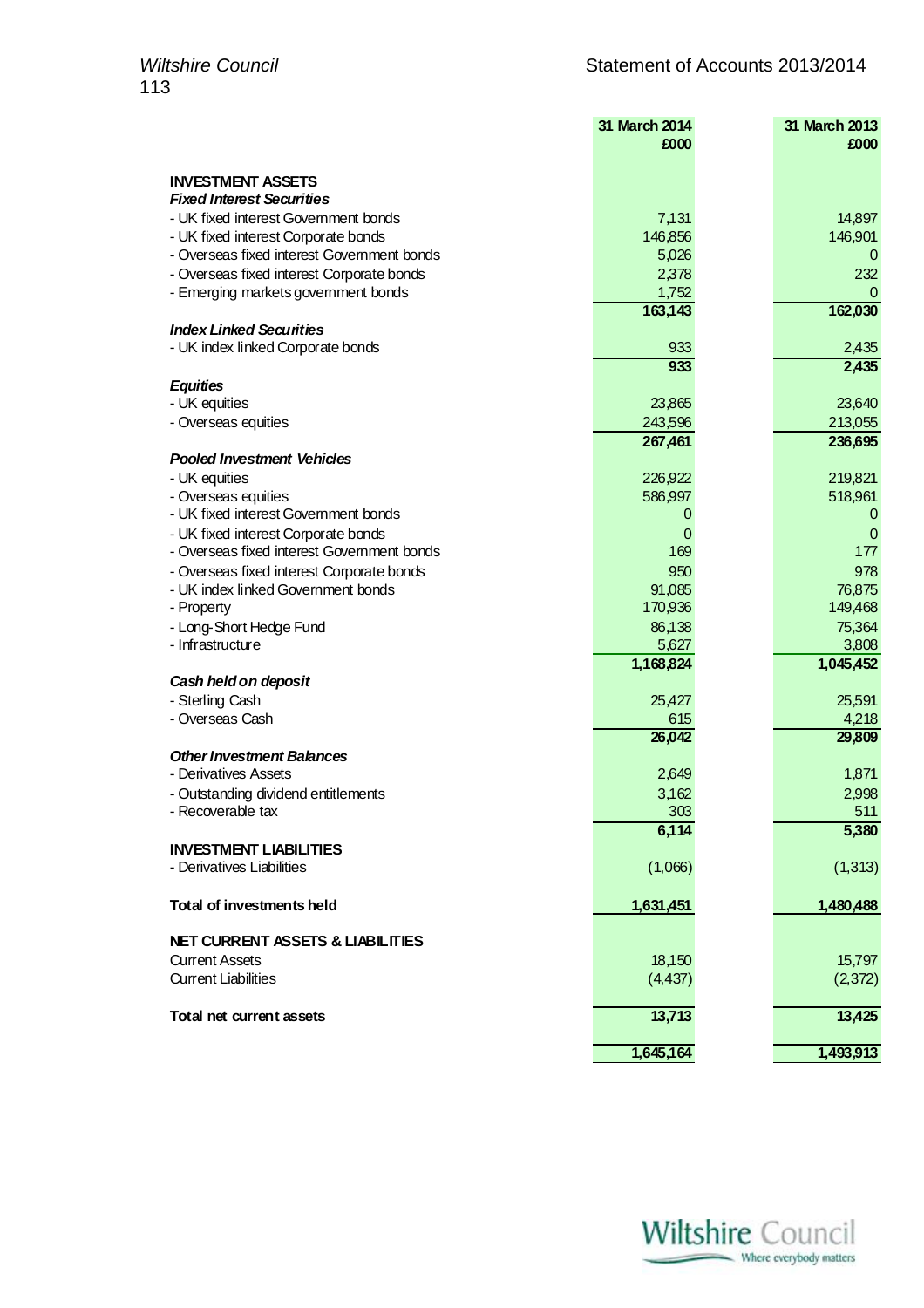| | 31 March 2014 £000 | 31 March 2013 £000 |
|---|---|---|
| **INVESTMENT ASSETS** | | |
| ***Fixed Interest Securities*** | | |
| - UK fixed interest Government bonds | 7,131 | 14,897 |
| - UK fixed interest Corporate bonds | 146,856 | 146,901 |
| - Overseas fixed interest Government bonds | 5,026 | 0 |
| - Overseas fixed interest Corporate bonds | 2,378 | 232 |
| - Emerging markets government bonds | 1,752 | 0 |
| | **163,143** | **162,030** |
| ***Index Linked Securities*** | | |
| - UK index linked Corporate bonds | 933 | 2,435 |
| | **933** | **2,435** |
| ***Equities*** | | |
| - UK equities | 23,865 | 23,640 |
| - Overseas equities | 243,596 | 213,055 |
| | **267,461** | **236,695** |
| ***Pooled Investment Vehicles*** | | |
| - UK equities | 226,922 | 219,821 |
| - Overseas equities | 586,997 | 518,961 |
| - UK fixed interest Government bonds | 0 | 0 |
| - UK fixed interest Corporate bonds | 0 | 0 |
| - Overseas fixed interest Government bonds | 169 | 177 |
| - Overseas fixed interest Corporate bonds | 950 | 978 |
| - UK index linked Government bonds | 91,085 | 76,875 |
| - Property | 170,936 | 149,468 |
| - Long-Short Hedge Fund | 86,138 | 75,364 |
| - Infrastructure | 5,627 | 3,808 |
| | **1,168,824** | **1,045,452** |
| ***Cash held on deposit*** | | |
| - Sterling Cash | 25,427 | 25,591 |
| - Overseas Cash | 615 | 4,218 |
| | **26,042** | **29,809** |
| ***Other Investment Balances*** | | |
| - Derivatives Assets | 2,649 | 1,871 |
| - Outstanding dividend entitlements | 3,162 | 2,998 |
| - Recoverable tax | 303 | 511 |
| | **6,114** | **5,380** |
| **INVESTMENT LIABILITIES** | | |
| - Derivatives Liabilities | (1,066) | (1,313) |
| **Total of investments held** | **1,631,451** | **1,480,488** |
| **NET CURRENT ASSETS & LIABILITIES** | | |
| Current Assets | 18,150 | 15,797 |
| Current Liabilities | (4,437) | (2,372) |
| **Total net current assets** | **13,713** | **13,425** |
| | **1,645,164** | **1,493,913** |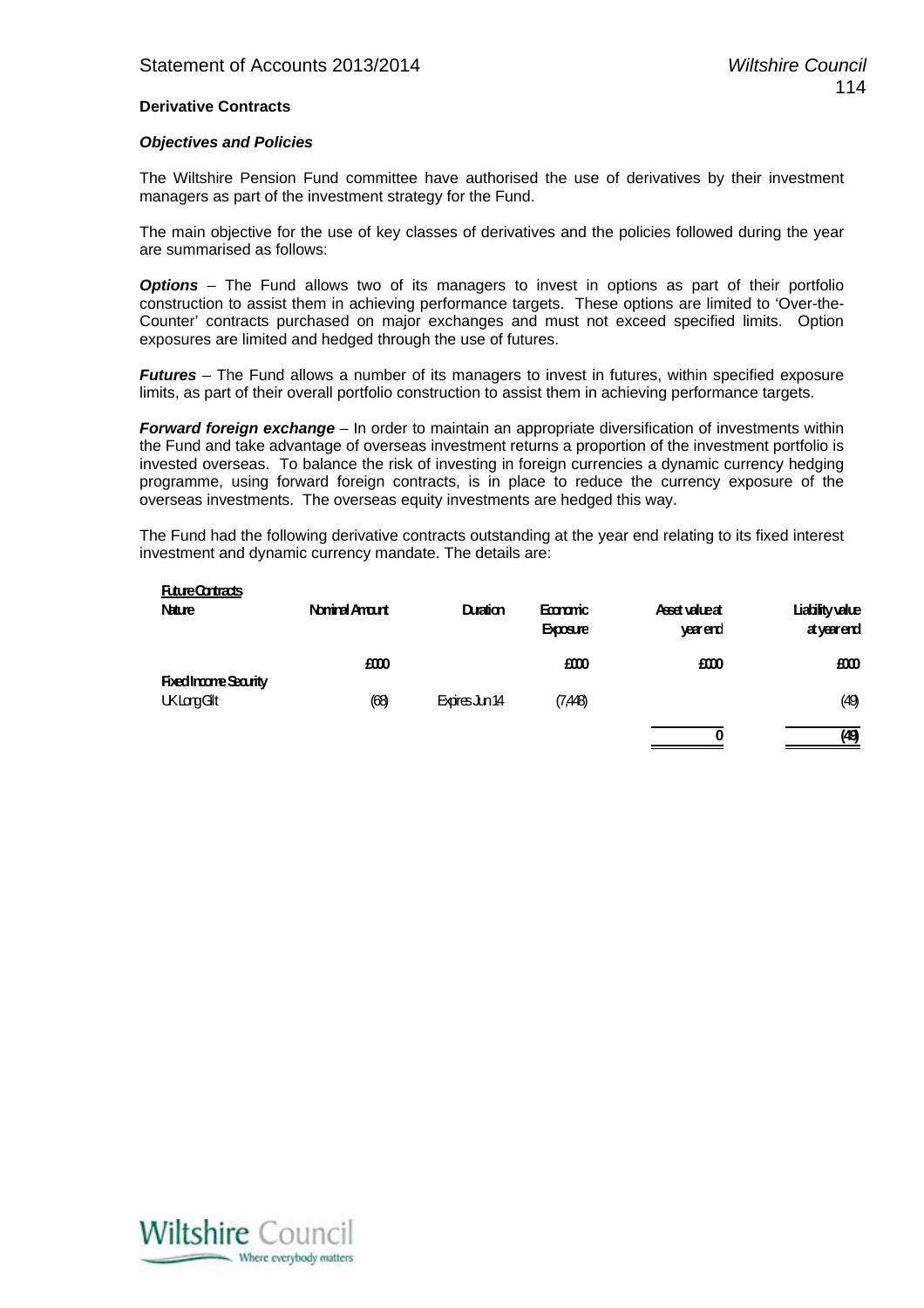**Derivative Contracts**

***Objectives and Policies***

The Wiltshire Pension Fund committee have authorised the use of derivatives by their investment managers as part of the investment strategy for the Fund.

The main objective for the use of key classes of derivatives and the policies followed during the year are summarised as follows:

***Options*** – The Fund allows two of its managers to invest in options as part of their portfolio construction to assist them in achieving performance targets. These options are limited to 'Over-the-Counter' contracts purchased on major exchanges and must not exceed specified limits. Option exposures are limited and hedged through the use of futures.

***Futures*** – The Fund allows a number of its managers to invest in futures, within specified exposure limits, as part of their overall portfolio construction to assist them in achieving performance targets.

***Forward foreign exchange*** – In order to maintain an appropriate diversification of investments within the Fund and take advantage of overseas investment returns a proportion of the investment portfolio is invested overseas. To balance the risk of investing in foreign currencies a dynamic currency hedging programme, using forward foreign contracts, is in place to reduce the currency exposure of the overseas investments. The overseas equity investments are hedged this way.

The Fund had the following derivative contracts outstanding at the year end relating to its fixed interest investment and dynamic currency mandate. The details are:

| **Future Contracts** Nature | Nominal Amount | Duration | Economic Exposure | Asset value at year end | Liability value at year end |
|---|---|---|---|---|---|
| | £000 | | £000 | £000 | £000 |
| **Fixed Income Security** | | | | | |
| UK Long Gilt | (68) | Expires Jun 14 | (7,448) | | (49) |
| | | | | **0** | **(49)** |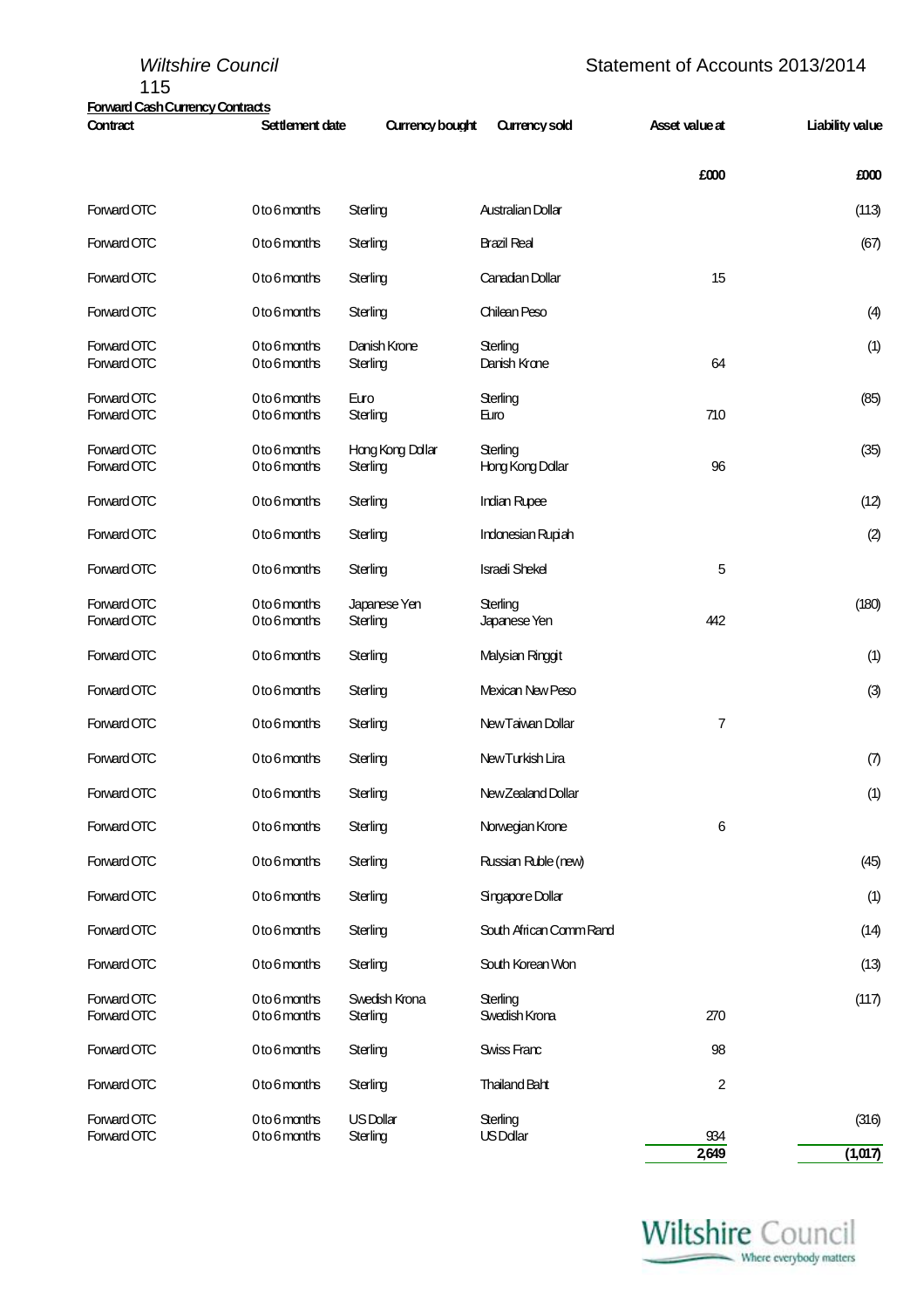**Forward Cash Currency Contracts**

| Contract | Settlement date | Currency bought | Currency sold | Asset value at | Liability value |
|---|---|---|---|---|---|
| | | | | £000 | £000 |
| Forward OTC | 0 to 6 months | Sterling | Australian Dollar | | (113) |
| Forward OTC | 0 to 6 months | Sterling | Brazil Real | | (67) |
| Forward OTC | 0 to 6 months | Sterling | Canadian Dollar | 15 | |
| Forward OTC | 0 to 6 months | Sterling | Chilean Peso | | (4) |
| Forward OTC | 0 to 6 months | Danish Krone | Sterling | | (1) |
| Forward OTC | 0 to 6 months | Sterling | Danish Krone | 64 | |
| Forward OTC | 0 to 6 months | Euro | Sterling | | (85) |
| Forward OTC | 0 to 6 months | Sterling | Euro | 710 | |
| Forward OTC | 0 to 6 months | Hong Kong Dollar | Sterling | | (35) |
| Forward OTC | 0 to 6 months | Sterling | Hong Kong Dollar | 96 | |
| Forward OTC | 0 to 6 months | Sterling | Indian Rupee | | (12) |
| Forward OTC | 0 to 6 months | Sterling | Indonesian Rupiah | | (2) |
| Forward OTC | 0 to 6 months | Sterling | Israeli Shekel | 5 | |
| Forward OTC | 0 to 6 months | Japanese Yen | Sterling | | (180) |
| Forward OTC | 0 to 6 months | Sterling | Japanese Yen | 442 | |
| Forward OTC | 0 to 6 months | Sterling | Malysian Ringgit | | (1) |
| Forward OTC | 0 to 6 months | Sterling | Mexican New Peso | | (3) |
| Forward OTC | 0 to 6 months | Sterling | New Taiwan Dollar | 7 | |
| Forward OTC | 0 to 6 months | Sterling | New Turkish Lira | | (7) |
| Forward OTC | 0 to 6 months | Sterling | New Zealand Dollar | | (1) |
| Forward OTC | 0 to 6 months | Sterling | Norwegian Krone | 6 | |
| Forward OTC | 0 to 6 months | Sterling | Russian Ruble (new) | | (45) |
| Forward OTC | 0 to 6 months | Sterling | Singapore Dollar | | (1) |
| Forward OTC | 0 to 6 months | Sterling | South African Comm Rand | | (14) |
| Forward OTC | 0 to 6 months | Sterling | South Korean Won | | (13) |
| Forward OTC | 0 to 6 months | Swedish Krona | Sterling | | (117) |
| Forward OTC | 0 to 6 months | Sterling | Swedish Krona | 270 | |
| Forward OTC | 0 to 6 months | Sterling | Swiss Franc | 98 | |
| Forward OTC | 0 to 6 months | Sterling | Thailand Baht | 2 | |
| Forward OTC | 0 to 6 months | US Dollar | Sterling | | (316) |
| Forward OTC | 0 to 6 months | Sterling | US Dollar | 934 | |
| | | | | 2,649 | (1,017) |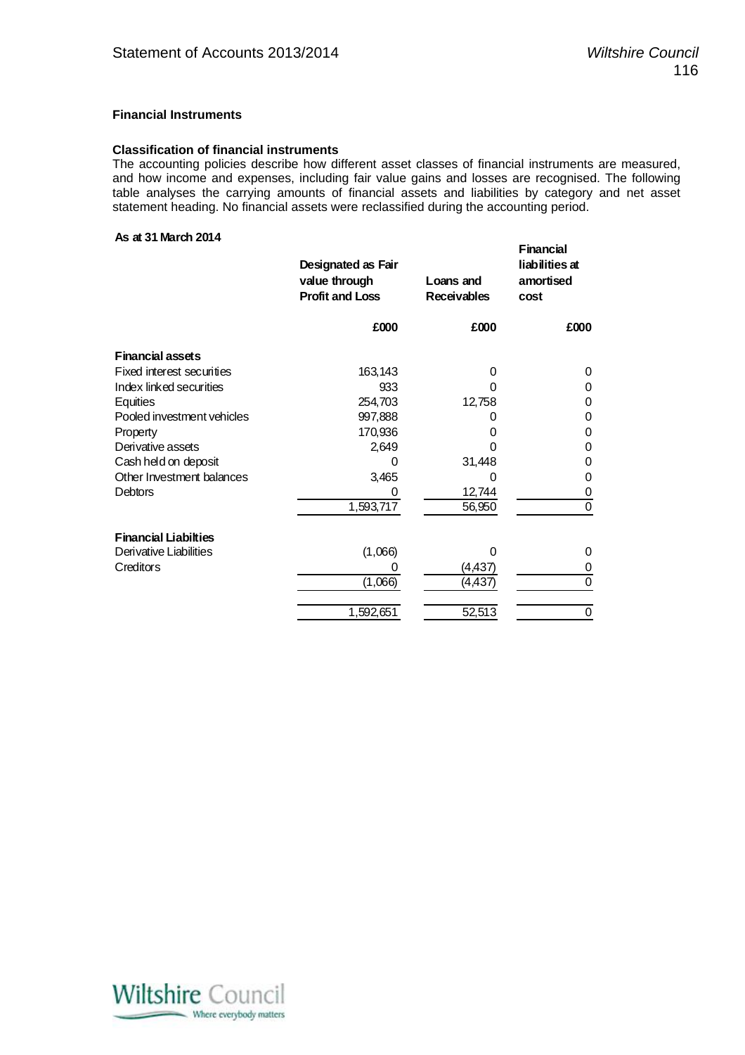### Financial Instruments

**Classification of financial instruments**

The accounting policies describe how different asset classes of financial instruments are measured, and how income and expenses, including fair value gains and losses are recognised. The following table analyses the carrying amounts of financial assets and liabilities by category and net asset statement heading. No financial assets were reclassified during the accounting period.

**As at 31 March 2014**

| | Designated as Fair value through Profit and Loss | Loans and Receivables | Financial liabilities at amortised cost |
|---|---|---|---|
| | £000 | £000 | £000 |
| **Financial assets** | | | |
| Fixed interest securities | 163,143 | 0 | 0 |
| Index linked securities | 933 | 0 | 0 |
| Equities | 254,703 | 12,758 | 0 |
| Pooled investment vehicles | 997,888 | 0 | 0 |
| Property | 170,936 | 0 | 0 |
| Derivative assets | 2,649 | 0 | 0 |
| Cash held on deposit | 0 | 31,448 | 0 |
| Other Investment balances | 3,465 | 0 | 0 |
| Debtors | 0 | 12,744 | 0 |
| | 1,593,717 | 56,950 | 0 |
| **Financial Liabilties** | | | |
| Derivative Liabilities | (1,066) | 0 | 0 |
| Creditors | 0 | (4,437) | 0 |
| | (1,066) | (4,437) | 0 |
| | 1,592,651 | 52,513 | 0 |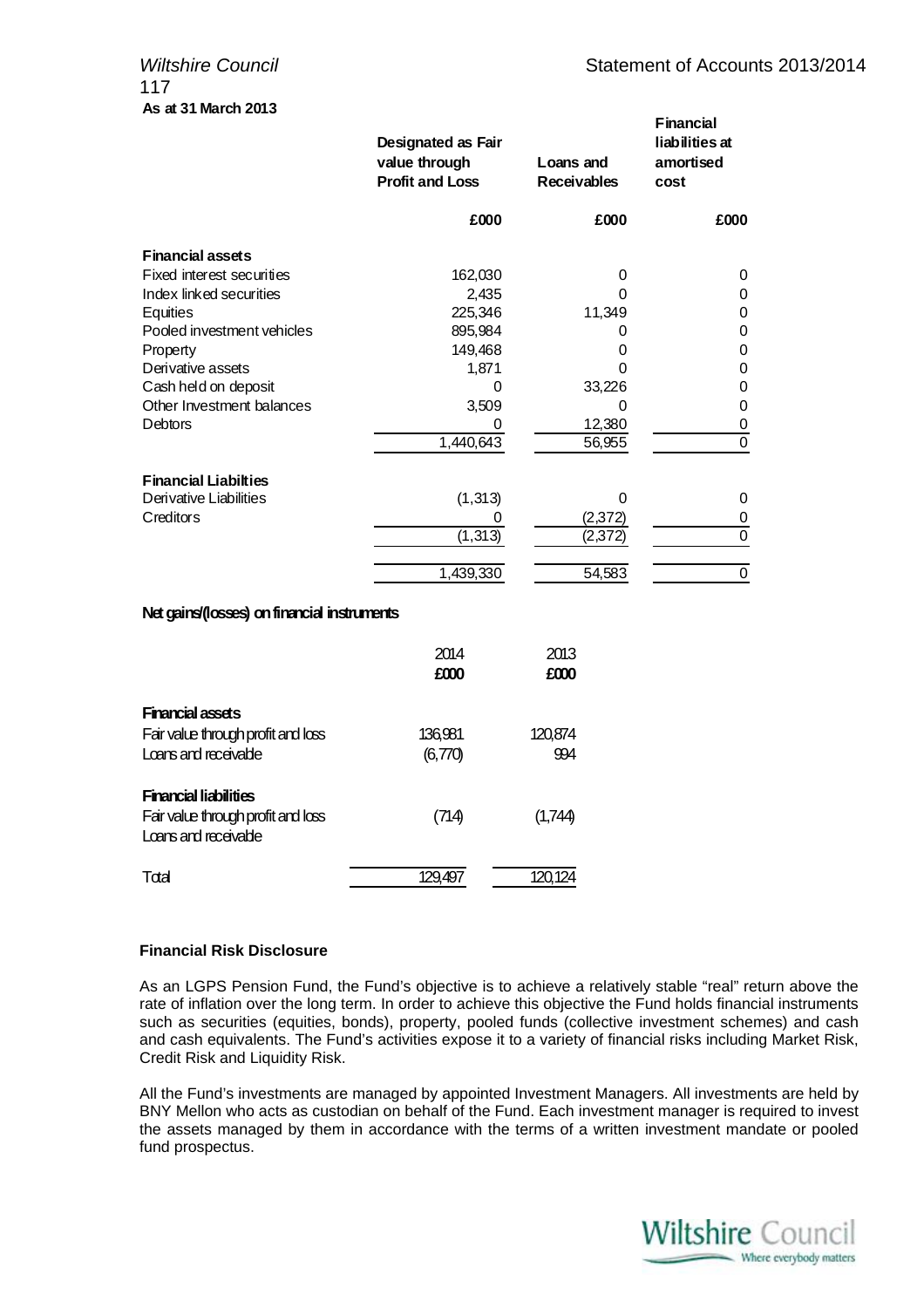**As at 31 March 2013**

| | Designated as Fair value through Profit and Loss | Loans and Receivables | Financial liabilities at amortised cost |
|---|---|---|---|
| | £000 | £000 | £000 |
| **Financial assets** | | | |
| Fixed interest securities | 162,030 | 0 | 0 |
| Index linked securities | 2,435 | 0 | 0 |
| Equities | 225,346 | 11,349 | 0 |
| Pooled investment vehicles | 895,984 | 0 | 0 |
| Property | 149,468 | 0 | 0 |
| Derivative assets | 1,871 | 0 | 0 |
| Cash held on deposit | 0 | 33,226 | 0 |
| Other Investment balances | 3,509 | 0 | 0 |
| Debtors | 0 | 12,380 | 0 |
| | 1,440,643 | 56,955 | 0 |
| **Financial Liabilties** | | | |
| Derivative Liabilities | (1,313) | 0 | 0 |
| Creditors | 0 | (2,372) | 0 |
| | (1,313) | (2,372) | 0 |
| | 1,439,330 | 54,583 | 0 |

**Net gains/(losses) on financial instruments**

| | 2014 | 2013 |
|---|---|---|
| | £000 | £000 |
| **Financial assets** | | |
| Fair value through profit and loss | 136,981 | 120,874 |
| Loans and receivable | (6,770) | 994 |
| **Financial liabilities** | | |
| Fair value through profit and loss | (714) | (1,744) |
| Loans and receivable | | |
| Total | 129,497 | 120,124 |

**Financial Risk Disclosure**

As an LGPS Pension Fund, the Fund's objective is to achieve a relatively stable "real" return above the rate of inflation over the long term. In order to achieve this objective the Fund holds financial instruments such as securities (equities, bonds), property, pooled funds (collective investment schemes) and cash and cash equivalents. The Fund's activities expose it to a variety of financial risks including Market Risk, Credit Risk and Liquidity Risk.

All the Fund's investments are managed by appointed Investment Managers. All investments are held by BNY Mellon who acts as custodian on behalf of the Fund. Each investment manager is required to invest the assets managed by them in accordance with the terms of a written investment mandate or pooled fund prospectus.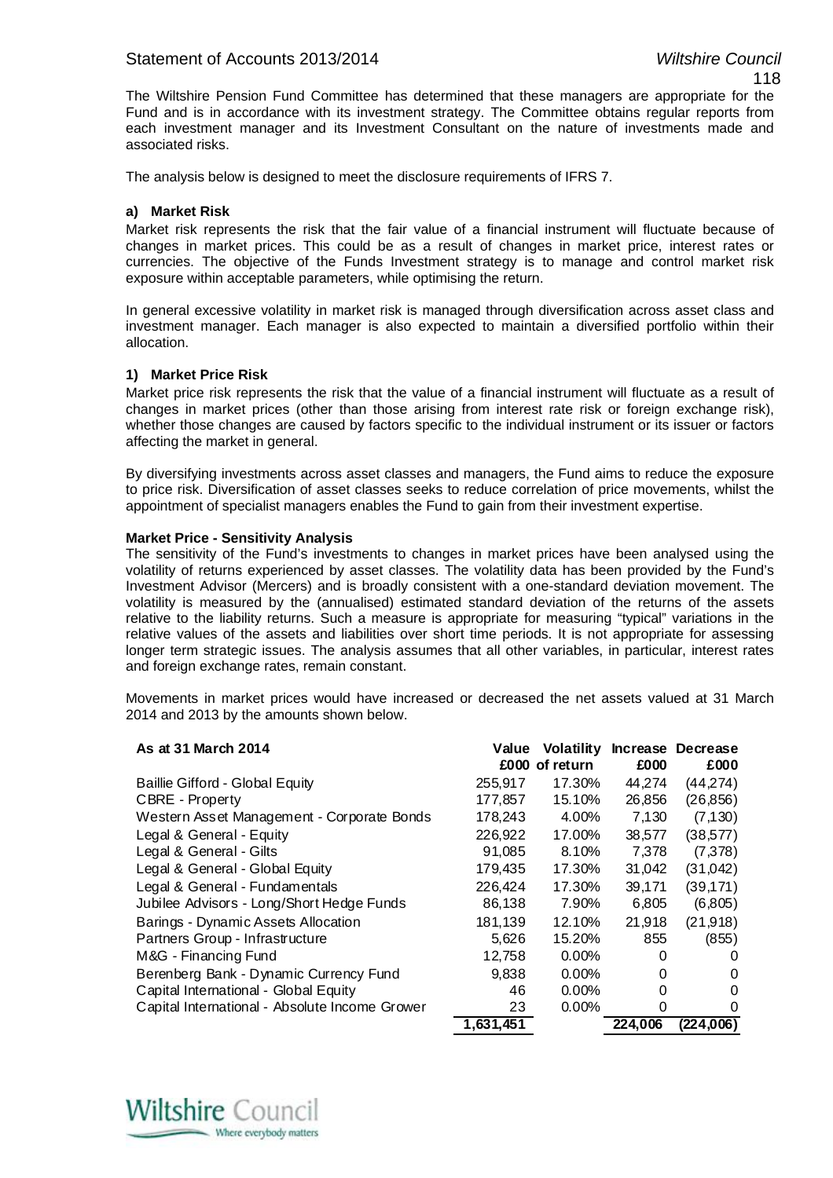The Wiltshire Pension Fund Committee has determined that these managers are appropriate for the Fund and is in accordance with its investment strategy. The Committee obtains regular reports from each investment manager and its Investment Consultant on the nature of investments made and associated risks.

The analysis below is designed to meet the disclosure requirements of IFRS 7.

**a) Market Risk**

Market risk represents the risk that the fair value of a financial instrument will fluctuate because of changes in market prices. This could be as a result of changes in market price, interest rates or currencies. The objective of the Funds Investment strategy is to manage and control market risk exposure within acceptable parameters, while optimising the return.

In general excessive volatility in market risk is managed through diversification across asset class and investment manager. Each manager is also expected to maintain a diversified portfolio within their allocation.

**1) Market Price Risk**

Market price risk represents the risk that the value of a financial instrument will fluctuate as a result of changes in market prices (other than those arising from interest rate risk or foreign exchange risk), whether those changes are caused by factors specific to the individual instrument or its issuer or factors affecting the market in general.

By diversifying investments across asset classes and managers, the Fund aims to reduce the exposure to price risk. Diversification of asset classes seeks to reduce correlation of price movements, whilst the appointment of specialist managers enables the Fund to gain from their investment expertise.

**Market Price - Sensitivity Analysis**

The sensitivity of the Fund's investments to changes in market prices have been analysed using the volatility of returns experienced by asset classes. The volatility data has been provided by the Fund's Investment Advisor (Mercers) and is broadly consistent with a one-standard deviation movement. The volatility is measured by the (annualised) estimated standard deviation of the returns of the assets relative to the liability returns. Such a measure is appropriate for measuring "typical" variations in the relative values of the assets and liabilities over short time periods. It is not appropriate for assessing longer term strategic issues. The analysis assumes that all other variables, in particular, interest rates and foreign exchange rates, remain constant.

Movements in market prices would have increased or decreased the net assets valued at 31 March 2014 and 2013 by the amounts shown below.

| As at 31 March 2014 | Value £000 | Volatility of return | Increase £000 | Decrease £000 |
|---|---|---|---|---|
| Baillie Gifford - Global Equity | 255,917 | 17.30% | 44,274 | (44,274) |
| CBRE - Property | 177,857 | 15.10% | 26,856 | (26,856) |
| Western Asset Management - Corporate Bonds | 178,243 | 4.00% | 7,130 | (7,130) |
| Legal & General - Equity | 226,922 | 17.00% | 38,577 | (38,577) |
| Legal & General - Gilts | 91,085 | 8.10% | 7,378 | (7,378) |
| Legal & General - Global Equity | 179,435 | 17.30% | 31,042 | (31,042) |
| Legal & General - Fundamentals | 226,424 | 17.30% | 39,171 | (39,171) |
| Jubilee Advisors - Long/Short Hedge Funds | 86,138 | 7.90% | 6,805 | (6,805) |
| Barings - Dynamic Assets Allocation | 181,139 | 12.10% | 21,918 | (21,918) |
| Partners Group - Infrastructure | 5,626 | 15.20% | 855 | (855) |
| M&G - Financing Fund | 12,758 | 0.00% | 0 | 0 |
| Berenberg Bank - Dynamic Currency Fund | 9,838 | 0.00% | 0 | 0 |
| Capital International - Global Equity | 46 | 0.00% | 0 | 0 |
| Capital International - Absolute Income Grower | 23 | 0.00% | 0 | 0 |
| | 1,631,451 | | 224,006 | (224,006) |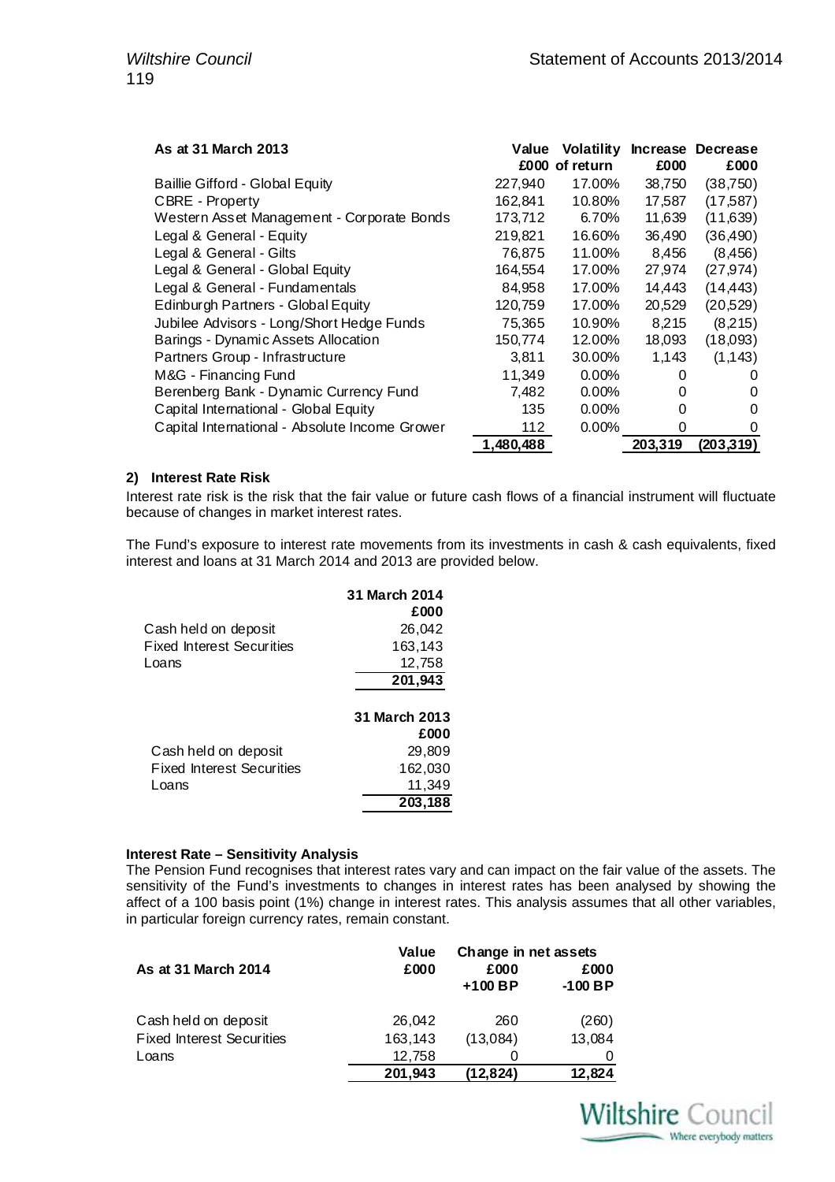| As at 31 March 2013 | Value £000 | Volatility of return | Increase £000 | Decrease £000 |
|---|---|---|---|---|
| Baillie Gifford - Global Equity | 227,940 | 17.00% | 38,750 | (38,750) |
| CBRE - Property | 162,841 | 10.80% | 17,587 | (17,587) |
| Western Asset Management - Corporate Bonds | 173,712 | 6.70% | 11,639 | (11,639) |
| Legal & General - Equity | 219,821 | 16.60% | 36,490 | (36,490) |
| Legal & General - Gilts | 76,875 | 11.00% | 8,456 | (8,456) |
| Legal & General - Global Equity | 164,554 | 17.00% | 27,974 | (27,974) |
| Legal & General - Fundamentals | 84,958 | 17.00% | 14,443 | (14,443) |
| Edinburgh Partners - Global Equity | 120,759 | 17.00% | 20,529 | (20,529) |
| Jubilee Advisors - Long/Short Hedge Funds | 75,365 | 10.90% | 8,215 | (8,215) |
| Barings - Dynamic Assets Allocation | 150,774 | 12.00% | 18,093 | (18,093) |
| Partners Group - Infrastructure | 3,811 | 30.00% | 1,143 | (1,143) |
| M&G - Financing Fund | 11,349 | 0.00% | 0 | 0 |
| Berenberg Bank - Dynamic Currency Fund | 7,482 | 0.00% | 0 | 0 |
| Capital International - Global Equity | 135 | 0.00% | 0 | 0 |
| Capital International - Absolute Income Grower | 112 | 0.00% | 0 | 0 |
| | **1,480,488** | | **203,319** | **(203,319)** |

### 2) Interest Rate Risk

Interest rate risk is the risk that the fair value or future cash flows of a financial instrument will fluctuate because of changes in market interest rates.

The Fund's exposure to interest rate movements from its investments in cash & cash equivalents, fixed interest and loans at 31 March 2014 and 2013 are provided below.

| | 31 March 2014 £000 |
|---|---|
| Cash held on deposit | 26,042 |
| Fixed Interest Securities | 163,143 |
| Loans | 12,758 |
| | **201,943** |

| | 31 March 2013 £000 |
|---|---|
| Cash held on deposit | 29,809 |
| Fixed Interest Securities | 162,030 |
| Loans | 11,349 |
| | **203,188** |

#### Interest Rate – Sensitivity Analysis

The Pension Fund recognises that interest rates vary and can impact on the fair value of the assets. The sensitivity of the Fund's investments to changes in interest rates has been analysed by showing the affect of a 100 basis point (1%) change in interest rates. This analysis assumes that all other variables, in particular foreign currency rates, remain constant.

| As at 31 March 2014 | Value £000 | Change in net assets £000 +100 BP | £000 -100 BP |
|---|---|---|---|
| Cash held on deposit | 26,042 | 260 | (260) |
| Fixed Interest Securities | 163,143 | (13,084) | 13,084 |
| Loans | 12,758 | 0 | 0 |
| | **201,943** | **(12,824)** | **12,824** |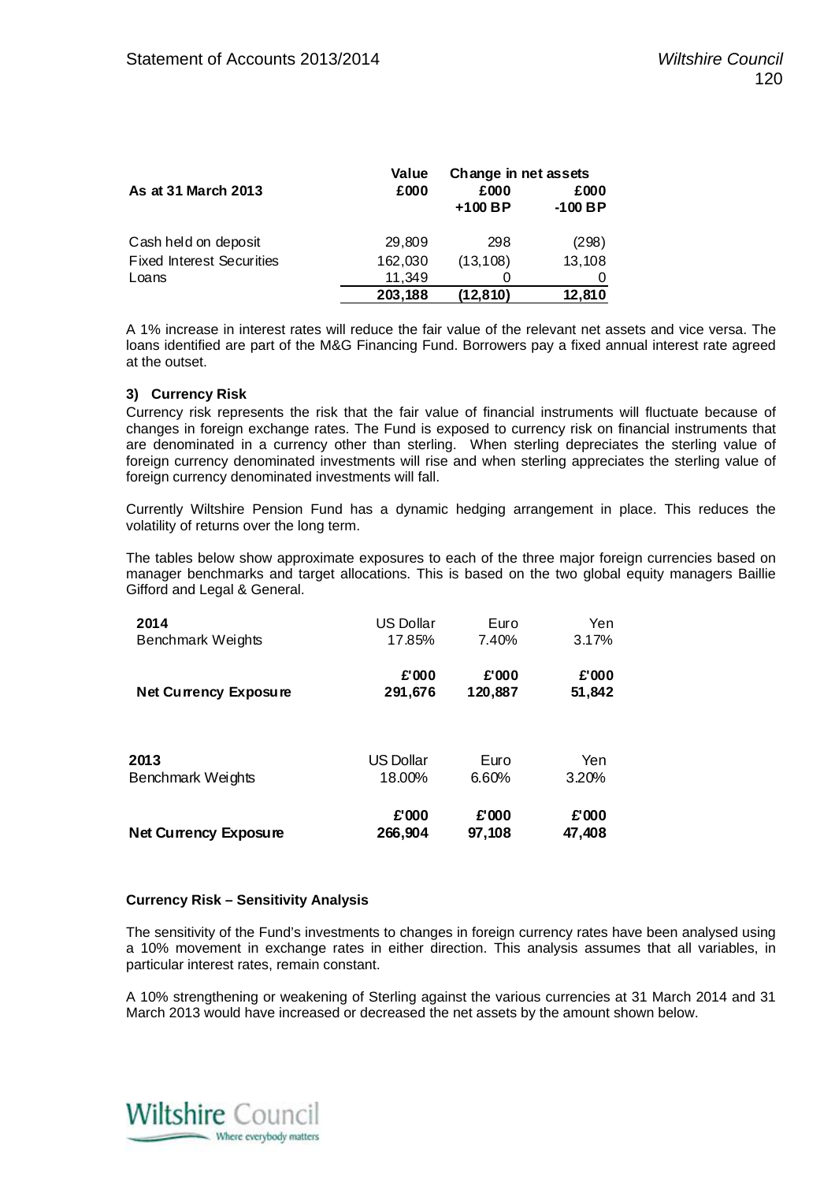| As at 31 March 2013 | Value £000 | Change in net assets £000 +100 BP | £000 -100 BP |
|---|---|---|---|
| Cash held on deposit | 29,809 | 298 | (298) |
| Fixed Interest Securities | 162,030 | (13,108) | 13,108 |
| Loans | 11,349 | 0 | 0 |
| | **203,188** | **(12,810)** | **12,810** |

A 1% increase in interest rates will reduce the fair value of the relevant net assets and vice versa. The loans identified are part of the M&G Financing Fund. Borrowers pay a fixed annual interest rate agreed at the outset.

**3) Currency Risk**

Currency risk represents the risk that the fair value of financial instruments will fluctuate because of changes in foreign exchange rates. The Fund is exposed to currency risk on financial instruments that are denominated in a currency other than sterling. When sterling depreciates the sterling value of foreign currency denominated investments will rise and when sterling appreciates the sterling value of foreign currency denominated investments will fall.

Currently Wiltshire Pension Fund has a dynamic hedging arrangement in place. This reduces the volatility of returns over the long term.

The tables below show approximate exposures to each of the three major foreign currencies based on manager benchmarks and target allocations. This is based on the two global equity managers Baillie Gifford and Legal & General.

| **2014** | US Dollar | Euro | Yen |
|---|---|---|---|
| Benchmark Weights | 17.85% | 7.40% | 3.17% |
| | **£'000** | **£'000** | **£'000** |
| **Net Currency Exposure** | **291,676** | **120,887** | **51,842** |

| **2013** | US Dollar | Euro | Yen |
|---|---|---|---|
| Benchmark Weights | 18.00% | 6.60% | 3.20% |
| | **£'000** | **£'000** | **£'000** |
| **Net Currency Exposure** | **266,904** | **97,108** | **47,408** |

**Currency Risk – Sensitivity Analysis**

The sensitivity of the Fund's investments to changes in foreign currency rates have been analysed using a 10% movement in exchange rates in either direction. This analysis assumes that all variables, in particular interest rates, remain constant.

A 10% strengthening or weakening of Sterling against the various currencies at 31 March 2014 and 31 March 2013 would have increased or decreased the net assets by the amount shown below.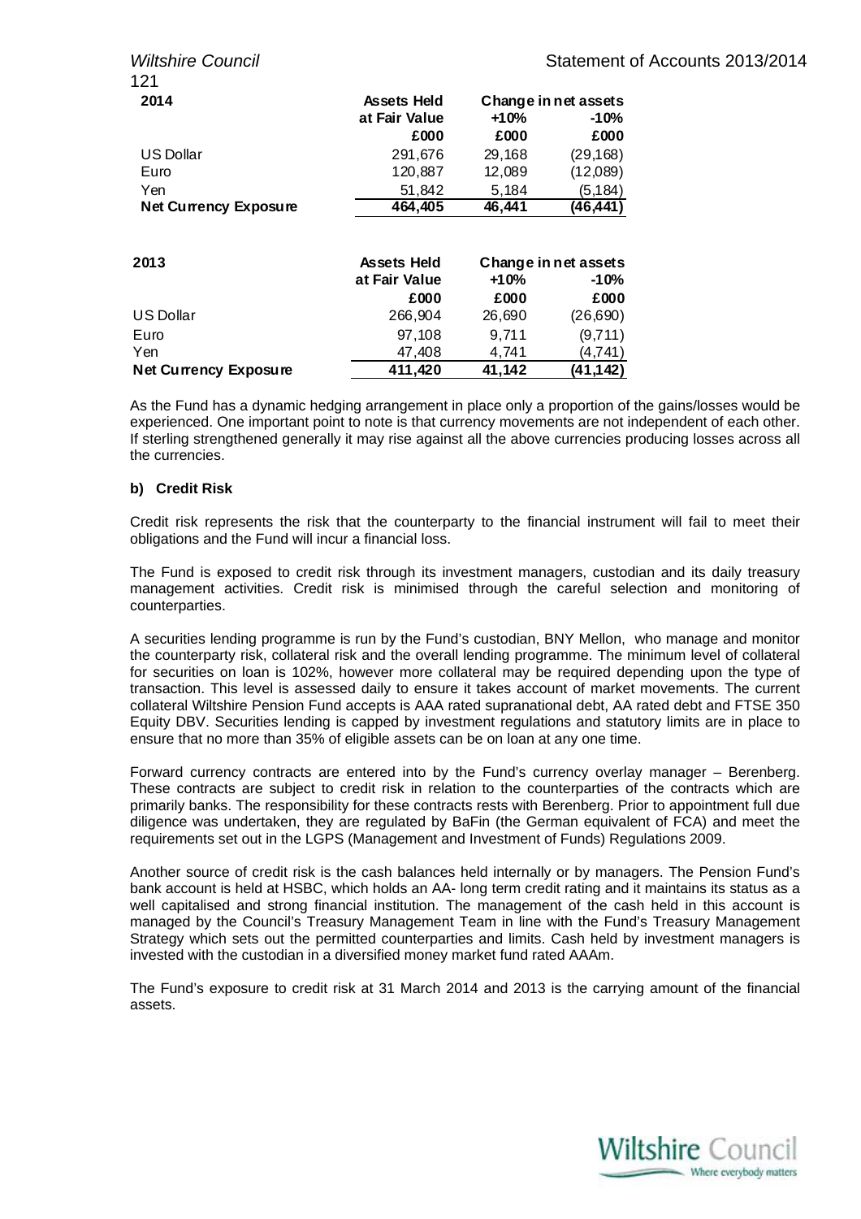| 2014 | Assets Held at Fair Value | Change in net assets | |
|---|---|---|---|
| | | +10% | -10% |
| | £000 | £000 | £000 |
| US Dollar | 291,676 | 29,168 | (29,168) |
| Euro | 120,887 | 12,089 | (12,089) |
| Yen | 51,842 | 5,184 | (5,184) |
| **Net Currency Exposure** | **464,405** | **46,441** | **(46,441)** |

| 2013 | Assets Held at Fair Value | Change in net assets | |
|---|---|---|---|
| | | +10% | -10% |
| | £000 | £000 | £000 |
| US Dollar | 266,904 | 26,690 | (26,690) |
| Euro | 97,108 | 9,711 | (9,711) |
| Yen | 47,408 | 4,741 | (4,741) |
| **Net Currency Exposure** | **411,420** | **41,142** | **(41,142)** |

As the Fund has a dynamic hedging arrangement in place only a proportion of the gains/losses would be experienced. One important point to note is that currency movements are not independent of each other. If sterling strengthened generally it may rise against all the above currencies producing losses across all the currencies.

#### b) Credit Risk

Credit risk represents the risk that the counterparty to the financial instrument will fail to meet their obligations and the Fund will incur a financial loss.

The Fund is exposed to credit risk through its investment managers, custodian and its daily treasury management activities. Credit risk is minimised through the careful selection and monitoring of counterparties.

A securities lending programme is run by the Fund's custodian, BNY Mellon, who manage and monitor the counterparty risk, collateral risk and the overall lending programme. The minimum level of collateral for securities on loan is 102%, however more collateral may be required depending upon the type of transaction. This level is assessed daily to ensure it takes account of market movements. The current collateral Wiltshire Pension Fund accepts is AAA rated supranational debt, AA rated debt and FTSE 350 Equity DBV. Securities lending is capped by investment regulations and statutory limits are in place to ensure that no more than 35% of eligible assets can be on loan at any one time.

Forward currency contracts are entered into by the Fund's currency overlay manager – Berenberg. These contracts are subject to credit risk in relation to the counterparties of the contracts which are primarily banks. The responsibility for these contracts rests with Berenberg. Prior to appointment full due diligence was undertaken, they are regulated by BaFin (the German equivalent of FCA) and meet the requirements set out in the LGPS (Management and Investment of Funds) Regulations 2009.

Another source of credit risk is the cash balances held internally or by managers. The Pension Fund's bank account is held at HSBC, which holds an AA- long term credit rating and it maintains its status as a well capitalised and strong financial institution. The management of the cash held in this account is managed by the Council's Treasury Management Team in line with the Fund's Treasury Management Strategy which sets out the permitted counterparties and limits. Cash held by investment managers is invested with the custodian in a diversified money market fund rated AAAm.

The Fund's exposure to credit risk at 31 March 2014 and 2013 is the carrying amount of the financial assets.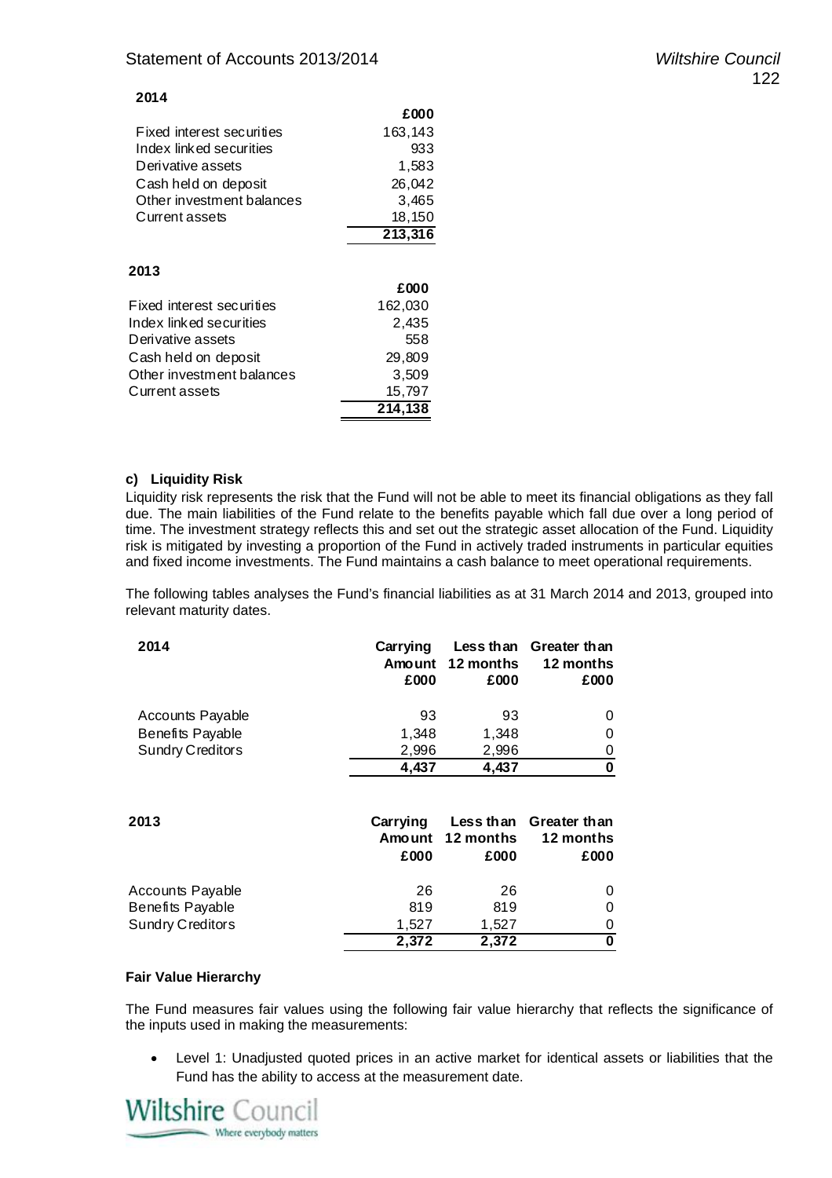**2014**

| | £000 |
|---|---|
| Fixed interest securities | 163,143 |
| Index linked securities | 933 |
| Derivative assets | 1,583 |
| Cash held on deposit | 26,042 |
| Other investment balances | 3,465 |
| Current assets | 18,150 |
| | **213,316** |

**2013**

| | £000 |
|---|---|
| Fixed interest securities | 162,030 |
| Index linked securities | 2,435 |
| Derivative assets | 558 |
| Cash held on deposit | 29,809 |
| Other investment balances | 3,509 |
| Current assets | 15,797 |
| | **214,138** |

**c) Liquidity Risk**

Liquidity risk represents the risk that the Fund will not be able to meet its financial obligations as they fall due. The main liabilities of the Fund relate to the benefits payable which fall due over a long period of time. The investment strategy reflects this and set out the strategic asset allocation of the Fund. Liquidity risk is mitigated by investing a proportion of the Fund in actively traded instruments in particular equities and fixed income investments. The Fund maintains a cash balance to meet operational requirements.

The following tables analyses the Fund's financial liabilities as at 31 March 2014 and 2013, grouped into relevant maturity dates.

| 2014 | Carrying Amount £000 | Less than 12 months £000 | Greater than 12 months £000 |
|---|---|---|---|
| Accounts Payable | 93 | 93 | 0 |
| Benefits Payable | 1,348 | 1,348 | 0 |
| Sundry Creditors | 2,996 | 2,996 | 0 |
| | **4,437** | **4,437** | **0** |

| 2013 | Carrying Amount £000 | Less than 12 months £000 | Greater than 12 months £000 |
|---|---|---|---|
| Accounts Payable | 26 | 26 | 0 |
| Benefits Payable | 819 | 819 | 0 |
| Sundry Creditors | 1,527 | 1,527 | 0 |
| | **2,372** | **2,372** | **0** |

**Fair Value Hierarchy**

The Fund measures fair values using the following fair value hierarchy that reflects the significance of the inputs used in making the measurements:

- Level 1: Unadjusted quoted prices in an active market for identical assets or liabilities that the Fund has the ability to access at the measurement date.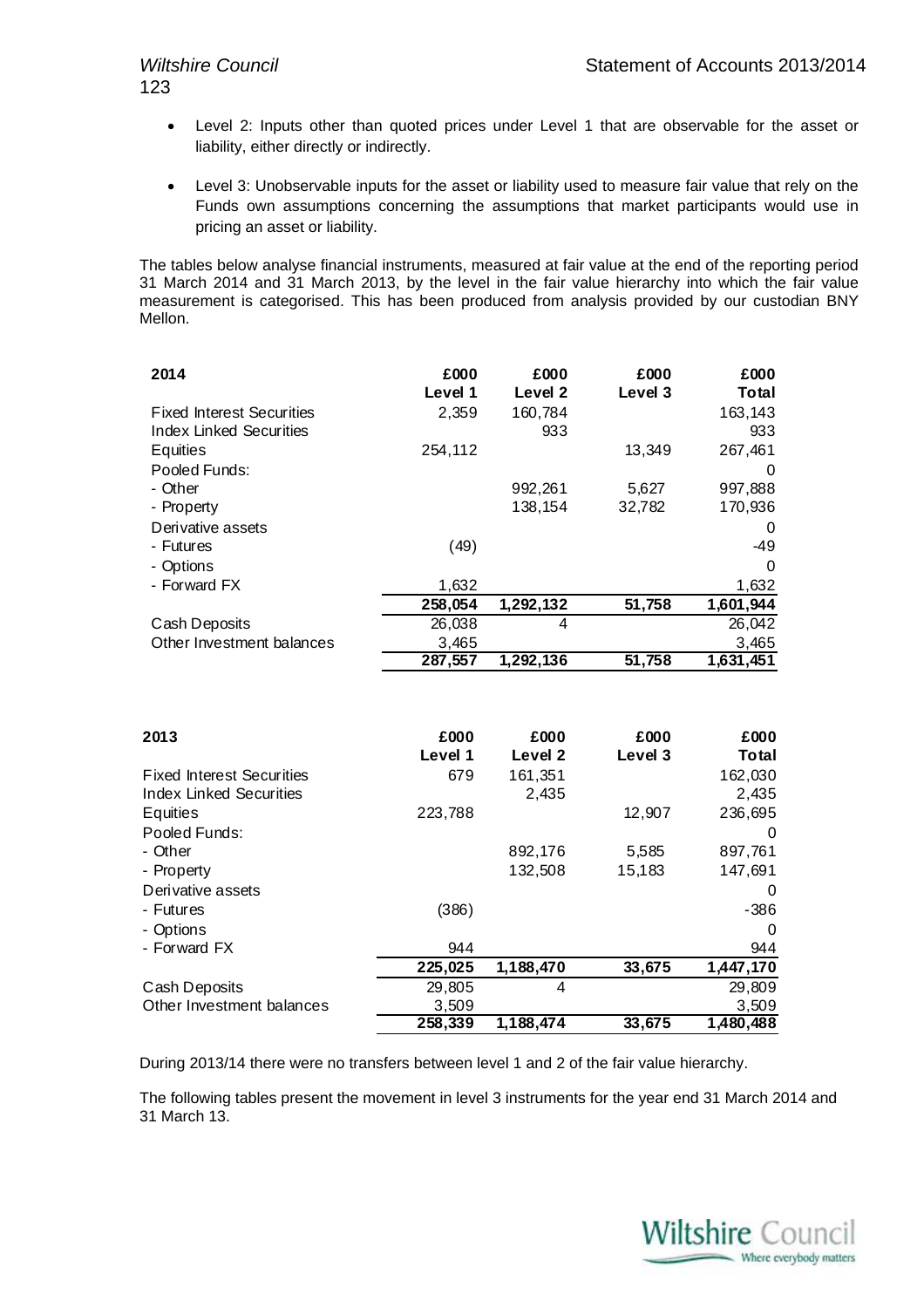- Level 2: Inputs other than quoted prices under Level 1 that are observable for the asset or liability, either directly or indirectly.
- Level 3: Unobservable inputs for the asset or liability used to measure fair value that rely on the Funds own assumptions concerning the assumptions that market participants would use in pricing an asset or liability.

The tables below analyse financial instruments, measured at fair value at the end of the reporting period 31 March 2014 and 31 March 2013, by the level in the fair value hierarchy into which the fair value measurement is categorised. This has been produced from analysis provided by our custodian BNY Mellon.

| 2014 | £000 Level 1 | £000 Level 2 | £000 Level 3 | £000 Total |
|---|---|---|---|---|
| Fixed Interest Securities | 2,359 | 160,784 | | 163,143 |
| Index Linked Securities | | 933 | | 933 |
| Equities | 254,112 | | 13,349 | 267,461 |
| Pooled Funds: | | | | 0 |
| - Other | | 992,261 | 5,627 | 997,888 |
| - Property | | 138,154 | 32,782 | 170,936 |
| Derivative assets | | | | 0 |
| - Futures | (49) | | | -49 |
| - Options | | | | 0 |
| - Forward FX | 1,632 | | | 1,632 |
| | **258,054** | **1,292,132** | **51,758** | **1,601,944** |
| Cash Deposits | 26,038 | 4 | | 26,042 |
| Other Investment balances | 3,465 | | | 3,465 |
| | **287,557** | **1,292,136** | **51,758** | **1,631,451** |

| 2013 | £000 Level 1 | £000 Level 2 | £000 Level 3 | £000 Total |
|---|---|---|---|---|
| Fixed Interest Securities | 679 | 161,351 | | 162,030 |
| Index Linked Securities | | 2,435 | | 2,435 |
| Equities | 223,788 | | 12,907 | 236,695 |
| Pooled Funds: | | | | 0 |
| - Other | | 892,176 | 5,585 | 897,761 |
| - Property | | 132,508 | 15,183 | 147,691 |
| Derivative assets | | | | 0 |
| - Futures | (386) | | | -386 |
| - Options | | | | 0 |
| - Forward FX | 944 | | | 944 |
| | **225,025** | **1,188,470** | **33,675** | **1,447,170** |
| Cash Deposits | 29,805 | 4 | | 29,809 |
| Other Investment balances | 3,509 | | | 3,509 |
| | **258,339** | **1,188,474** | **33,675** | **1,480,488** |

During 2013/14 there were no transfers between level 1 and 2 of the fair value hierarchy.

The following tables present the movement in level 3 instruments for the year end 31 March 2014 and 31 March 13.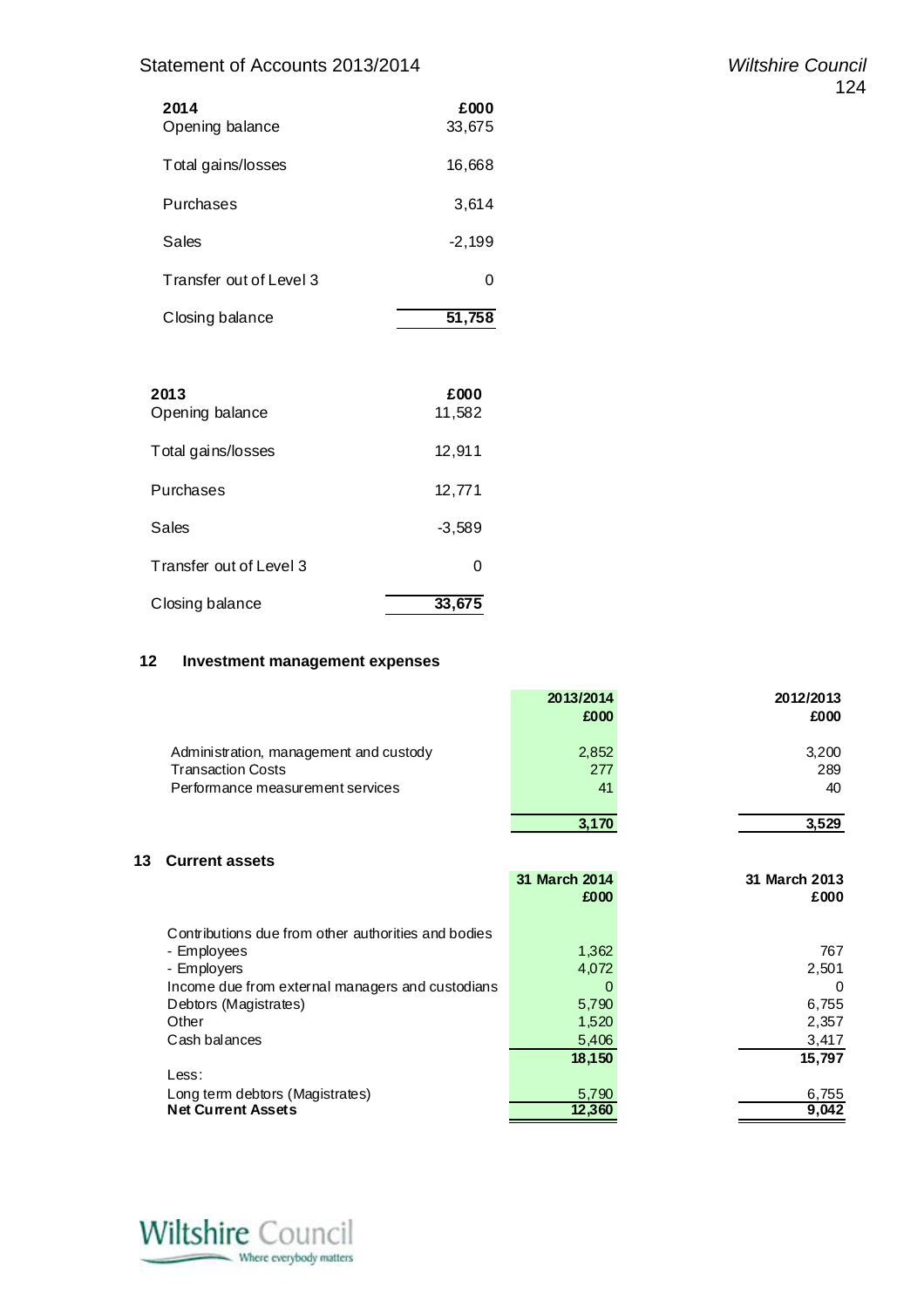| 2014 | £000 |
|---|---|
| Opening balance | 33,675 |
| Total gains/losses | 16,668 |
| Purchases | 3,614 |
| Sales | -2,199 |
| Transfer out of Level 3 | 0 |
| Closing balance | 51,758 |

| 2013 | £000 |
|---|---|
| Opening balance | 11,582 |
| Total gains/losses | 12,911 |
| Purchases | 12,771 |
| Sales | -3,589 |
| Transfer out of Level 3 | 0 |
| Closing balance | 33,675 |

## 12 Investment management expenses

| | 2013/2014 £000 | 2012/2013 £000 |
|---|---|---|
| Administration, management and custody | 2,852 | 3,200 |
| Transaction Costs | 277 | 289 |
| Performance measurement services | 41 | 40 |
| | 3,170 | 3,529 |

## 13 Current assets

| | 31 March 2014 £000 | 31 March 2013 £000 |
|---|---|---|
| Contributions due from other authorities and bodies | | |
| - Employees | 1,362 | 767 |
| - Employers | 4,072 | 2,501 |
| Income due from external managers and custodians | 0 | 0 |
| Debtors (Magistrates) | 5,790 | 6,755 |
| Other | 1,520 | 2,357 |
| Cash balances | 5,406 | 3,417 |
| | 18,150 | 15,797 |
| Less: | | |
| Long term debtors (Magistrates) | 5,790 | 6,755 |
| **Net Current Assets** | 12,360 | 9,042 |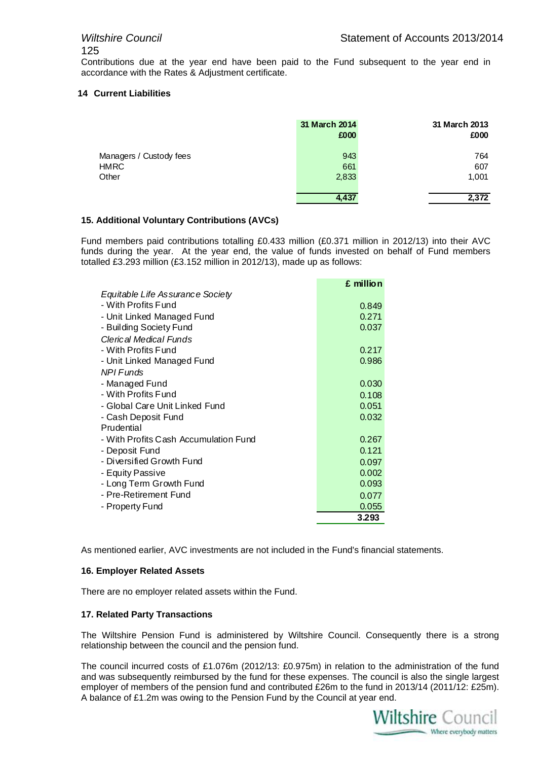Contributions due at the year end have been paid to the Fund subsequent to the year end in accordance with the Rates & Adjustment certificate.

## 14 Current Liabilities

| | 31 March 2014 £000 | 31 March 2013 £000 |
|---|---|---|
| Managers / Custody fees | 943 | 764 |
| HMRC | 661 | 607 |
| Other | 2,833 | 1,001 |
| | **4,437** | **2,372** |

## 15. Additional Voluntary Contributions (AVCs)

Fund members paid contributions totalling £0.433 million (£0.371 million in 2012/13) into their AVC funds during the year. At the year end, the value of funds invested on behalf of Fund members totalled £3.293 million (£3.152 million in 2012/13), made up as follows:

| | £ million |
|---|---|
| *Equitable Life Assurance Society* | |
| - With Profits Fund | 0.849 |
| - Unit Linked Managed Fund | 0.271 |
| - Building Society Fund | 0.037 |
| *Clerical Medical Funds* | |
| - With Profits Fund | 0.217 |
| - Unit Linked Managed Fund | 0.986 |
| *NPI Funds* | |
| - Managed Fund | 0.030 |
| - With Profits Fund | 0.108 |
| - Global Care Unit Linked Fund | 0.051 |
| - Cash Deposit Fund | 0.032 |
| Prudential | |
| - With Profits Cash Accumulation Fund | 0.267 |
| - Deposit Fund | 0.121 |
| - Diversified Growth Fund | 0.097 |
| - Equity Passive | 0.002 |
| - Long Term Growth Fund | 0.093 |
| - Pre-Retirement Fund | 0.077 |
| - Property Fund | 0.055 |
| | **3.293** |

As mentioned earlier, AVC investments are not included in the Fund's financial statements.

## 16. Employer Related Assets

There are no employer related assets within the Fund.

## 17. Related Party Transactions

The Wiltshire Pension Fund is administered by Wiltshire Council. Consequently there is a strong relationship between the council and the pension fund.

The council incurred costs of £1.076m (2012/13: £0.975m) in relation to the administration of the fund and was subsequently reimbursed by the fund for these expenses. The council is also the single largest employer of members of the pension fund and contributed £26m to the fund in 2013/14 (2011/12: £25m). A balance of £1.2m was owing to the Pension Fund by the Council at year end.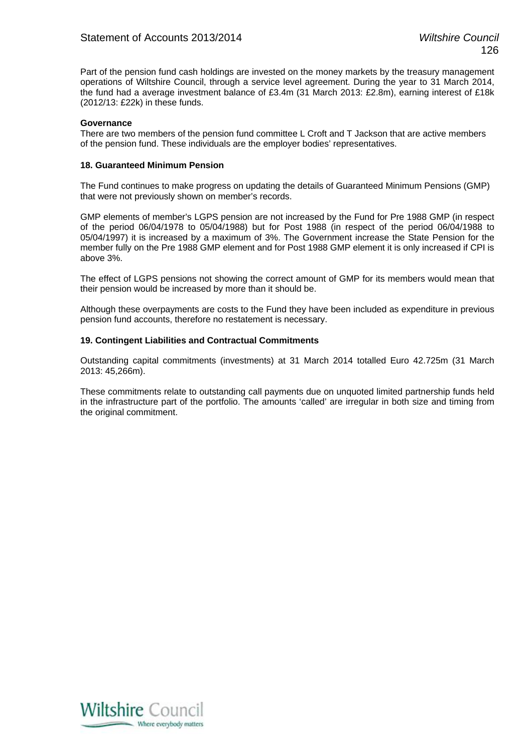Part of the pension fund cash holdings are invested on the money markets by the treasury management operations of Wiltshire Council, through a service level agreement. During the year to 31 March 2014, the fund had a average investment balance of £3.4m (31 March 2013: £2.8m), earning interest of £18k (2012/13: £22k) in these funds.

**Governance**

There are two members of the pension fund committee L Croft and T Jackson that are active members of the pension fund. These individuals are the employer bodies' representatives.

**18. Guaranteed Minimum Pension**

The Fund continues to make progress on updating the details of Guaranteed Minimum Pensions (GMP) that were not previously shown on member's records.

GMP elements of member's LGPS pension are not increased by the Fund for Pre 1988 GMP (in respect of the period 06/04/1978 to 05/04/1988) but for Post 1988 (in respect of the period 06/04/1988 to 05/04/1997) it is increased by a maximum of 3%. The Government increase the State Pension for the member fully on the Pre 1988 GMP element and for Post 1988 GMP element it is only increased if CPI is above 3%.

The effect of LGPS pensions not showing the correct amount of GMP for its members would mean that their pension would be increased by more than it should be.

Although these overpayments are costs to the Fund they have been included as expenditure in previous pension fund accounts, therefore no restatement is necessary.

**19. Contingent Liabilities and Contractual Commitments**

Outstanding capital commitments (investments) at 31 March 2014 totalled Euro 42.725m (31 March 2013: 45,266m).

These commitments relate to outstanding call payments due on unquoted limited partnership funds held in the infrastructure part of the portfolio. The amounts 'called' are irregular in both size and timing from the original commitment.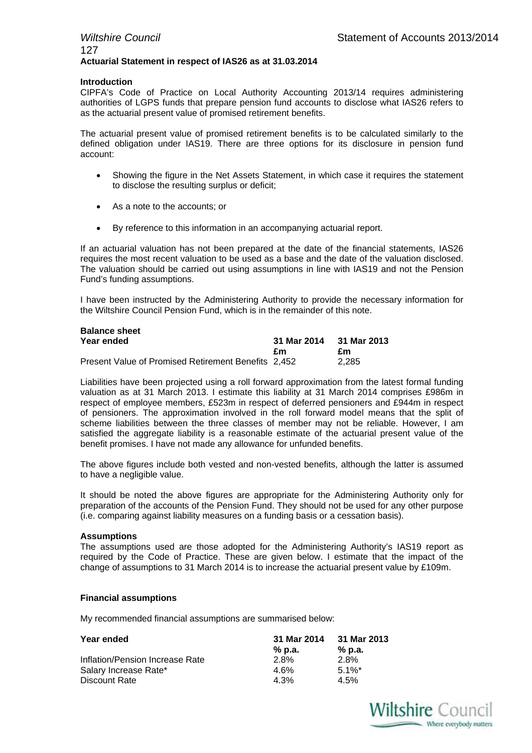## Actuarial Statement in respect of IAS26 as at 31.03.2014

### Introduction

CIPFA's Code of Practice on Local Authority Accounting 2013/14 requires administering authorities of LGPS funds that prepare pension fund accounts to disclose what IAS26 refers to as the actuarial present value of promised retirement benefits.

The actuarial present value of promised retirement benefits is to be calculated similarly to the defined obligation under IAS19. There are three options for its disclosure in pension fund account:

- Showing the figure in the Net Assets Statement, in which case it requires the statement to disclose the resulting surplus or deficit;
- As a note to the accounts; or
- By reference to this information in an accompanying actuarial report.

If an actuarial valuation has not been prepared at the date of the financial statements, IAS26 requires the most recent valuation to be used as a base and the date of the valuation disclosed. The valuation should be carried out using assumptions in line with IAS19 and not the Pension Fund's funding assumptions.

I have been instructed by the Administering Authority to provide the necessary information for the Wiltshire Council Pension Fund, which is in the remainder of this note.

### Balance sheet

| Year ended | 31 Mar 2014 | 31 Mar 2013 |
|---|---|---|
| | £m | £m |
| Present Value of Promised Retirement Benefits | 2,452 | 2,285 |

Liabilities have been projected using a roll forward approximation from the latest formal funding valuation as at 31 March 2013. I estimate this liability at 31 March 2014 comprises £986m in respect of employee members, £523m in respect of deferred pensioners and £944m in respect of pensioners. The approximation involved in the roll forward model means that the split of scheme liabilities between the three classes of member may not be reliable. However, I am satisfied the aggregate liability is a reasonable estimate of the actuarial present value of the benefit promises. I have not made any allowance for unfunded benefits.

The above figures include both vested and non-vested benefits, although the latter is assumed to have a negligible value.

It should be noted the above figures are appropriate for the Administering Authority only for preparation of the accounts of the Pension Fund. They should not be used for any other purpose (i.e. comparing against liability measures on a funding basis or a cessation basis).

### Assumptions

The assumptions used are those adopted for the Administering Authority's IAS19 report as required by the Code of Practice. These are given below. I estimate that the impact of the change of assumptions to 31 March 2014 is to increase the actuarial present value by £109m.

### Financial assumptions

My recommended financial assumptions are summarised below:

| Year ended | 31 Mar 2014 | 31 Mar 2013 |
|---|---|---|
| | % p.a. | % p.a. |
| Inflation/Pension Increase Rate | 2.8% | 2.8% |
| Salary Increase Rate* | 4.6% | 5.1%* |
| Discount Rate | 4.3% | 4.5% |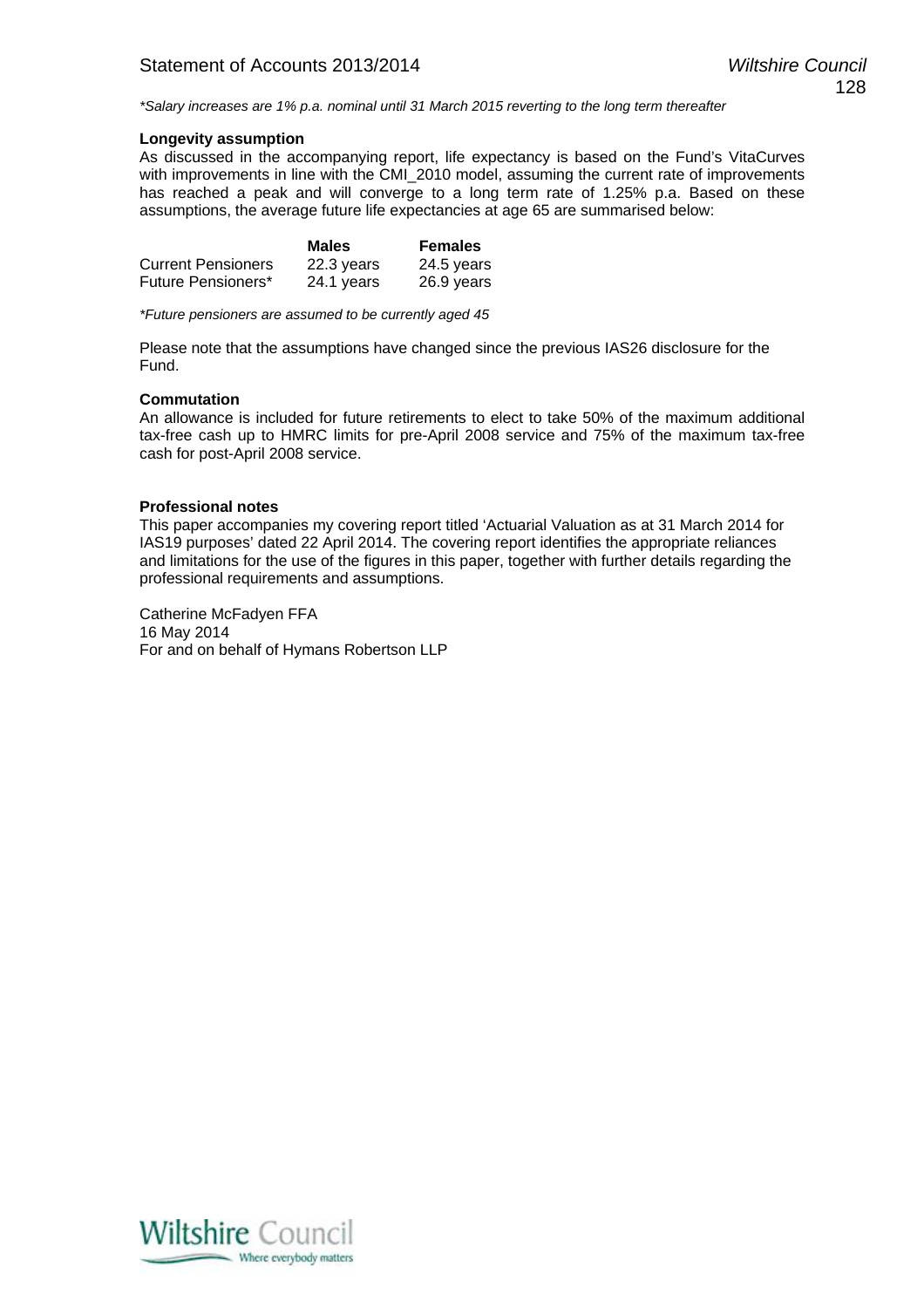*\*Salary increases are 1% p.a. nominal until 31 March 2015 reverting to the long term thereafter*

**Longevity assumption**

As discussed in the accompanying report, life expectancy is based on the Fund's VitaCurves with improvements in line with the CMI_2010 model, assuming the current rate of improvements has reached a peak and will converge to a long term rate of 1.25% p.a. Based on these assumptions, the average future life expectancies at age 65 are summarised below:

| | **Males** | **Females** |
|---|---|---|
| Current Pensioners | 22.3 years | 24.5 years |
| Future Pensioners* | 24.1 years | 26.9 years |

*\*Future pensioners are assumed to be currently aged 45*

Please note that the assumptions have changed since the previous IAS26 disclosure for the Fund.

**Commutation**

An allowance is included for future retirements to elect to take 50% of the maximum additional tax-free cash up to HMRC limits for pre-April 2008 service and 75% of the maximum tax-free cash for post-April 2008 service.

**Professional notes**

This paper accompanies my covering report titled 'Actuarial Valuation as at 31 March 2014 for IAS19 purposes' dated 22 April 2014. The covering report identifies the appropriate reliances and limitations for the use of the figures in this paper, together with further details regarding the professional requirements and assumptions.

Catherine McFadyen FFA
16 May 2014
For and on behalf of Hymans Robertson LLP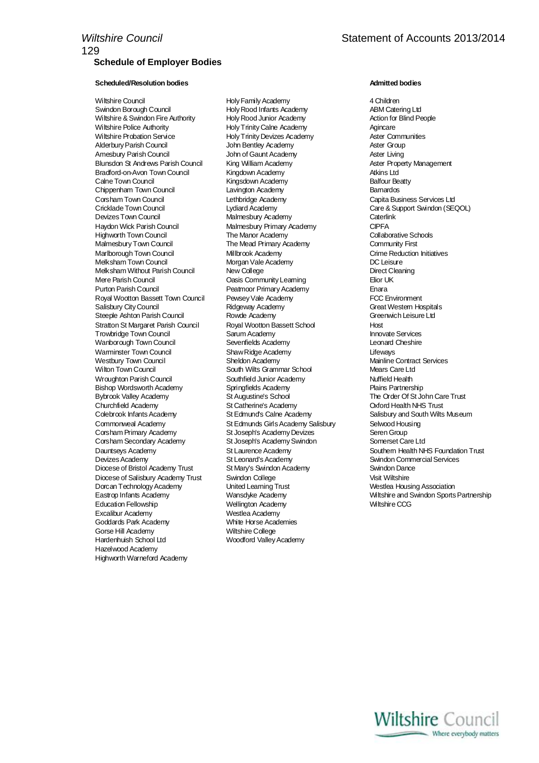## Schedule of Employer Bodies

### Scheduled/Resolution bodies

Wiltshire Council
Swindon Borough Council
Wiltshire & Swindon Fire Authority
Wiltshire Police Authority
Wiltshire Probation Service
Alderbury Parish Council
Amesbury Parish Council
Blunsdon St Andrews Parish Council
Bradford-on-Avon Town Council
Calne Town Council
Chippenham Town Council
Corsham Town Council
Cricklade Town Council
Devizes Town Council
Haydon Wick Parish Council
Highworth Town Council
Malmesbury Town Council
Marlborough Town Council
Melksham Town Council
Melksham Without Parish Council
Mere Parish Council
Purton Parish Council
Royal Wootton Bassett Town Council
Salisbury City Council
Steeple Ashton Parish Council
Stratton St Margaret Parish Council
Trowbridge Town Council
Wanborough Town Council
Warminster Town Council
Westbury Town Council
Wilton Town Council
Wroughton Parish Council
Bishop Wordsworth Academy
Bybrook Valley Academy
Churchfield Academy
Colebrook Infants Academy
Commonweal Academy
Corsham Primary Academy
Corsham Secondary Academy
Dauntseys Academy
Devizes Academy
Diocese of Bristol Academy Trust
Diocese of Salisbury Academy Trust
Dorcan Technology Academy
Eastrop Infants Academy
Education Fellowship
Excalibur Academy
Goddards Park Academy
Gorse Hill Academy
Hardenhuish School Ltd
Hazelwood Academy
Highworth Warneford Academy
Holy Family Academy
Holy Rood Infants Academy
Holy Rood Junior Academy
Holy Trinity Calne Academy
Holy Trinity Devizes Academy
John Bentley Academy
John of Gaunt Academy
King William Academy
Kingdown Academy
Kingsdown Academy
Lavington Academy
Lethbridge Academy
Lydiard Academy
Malmesbury Academy
Malmesbury Primary Academy
The Manor Academy
The Mead Primary Academy
Millbrook Academy
Morgan Vale Academy
New College
Oasis Community Learning
Peatmoor Primary Academy
Pewsey Vale Academy
Ridgeway Academy
Rowde Academy
Royal Wootton Bassett School
Sarum Academy
Sevenfields Academy
Shaw Ridge Academy
Sheldon Academy
South Wilts Grammar School
Southfield Junior Academy
Springfields Academy
St Augustine's School
St Catherine's Academy
St Edmund's Calne Academy
St Edmunds Girls Academy Salisbury
St Joseph's Academy Devizes
St Joseph's Academy Swindon
St Laurence Academy
St Leonard's Academy
St Mary's Swindon Academy
Swindon College
United Learning Trust
Wansdyke Academy
Wellington Academy
Westlea Academy
White Horse Academies
Wiltshire College
Woodford Valley Academy

### Admitted bodies

4 Children
ABM Catering Ltd
Action for Blind People
Agincare
Aster Communities
Aster Group
Aster Living
Aster Property Management
Atkins Ltd
Balfour Beatty
Barnardos
Capita Business Services Ltd
Care & Support Swindon (SEQOL)
Caterlink
CIPFA
Collaborative Schools
Community First
Crime Reduction Initiatives
DC Leisure
Direct Cleaning
Elior UK
Enara
FCC Environment
Great Western Hospitals
Greenwich Leisure Ltd
Host
Innovate Services
Leonard Cheshire
Lifeways
Mainline Contract Services
Mears Care Ltd
Nuffield Health
Plains Partnership
The Order Of St John Care Trust
Oxford Health NHS Trust
Salisbury and South Wilts Museum
Selwood Housing
Seren Group
Somerset Care Ltd
Southern Health NHS Foundation Trust
Swindon Commercial Services
Swindon Dance
Visit Wiltshire
Westlea Housing Association
Wiltshire and Swindon Sports Partnership
Wiltshire CCG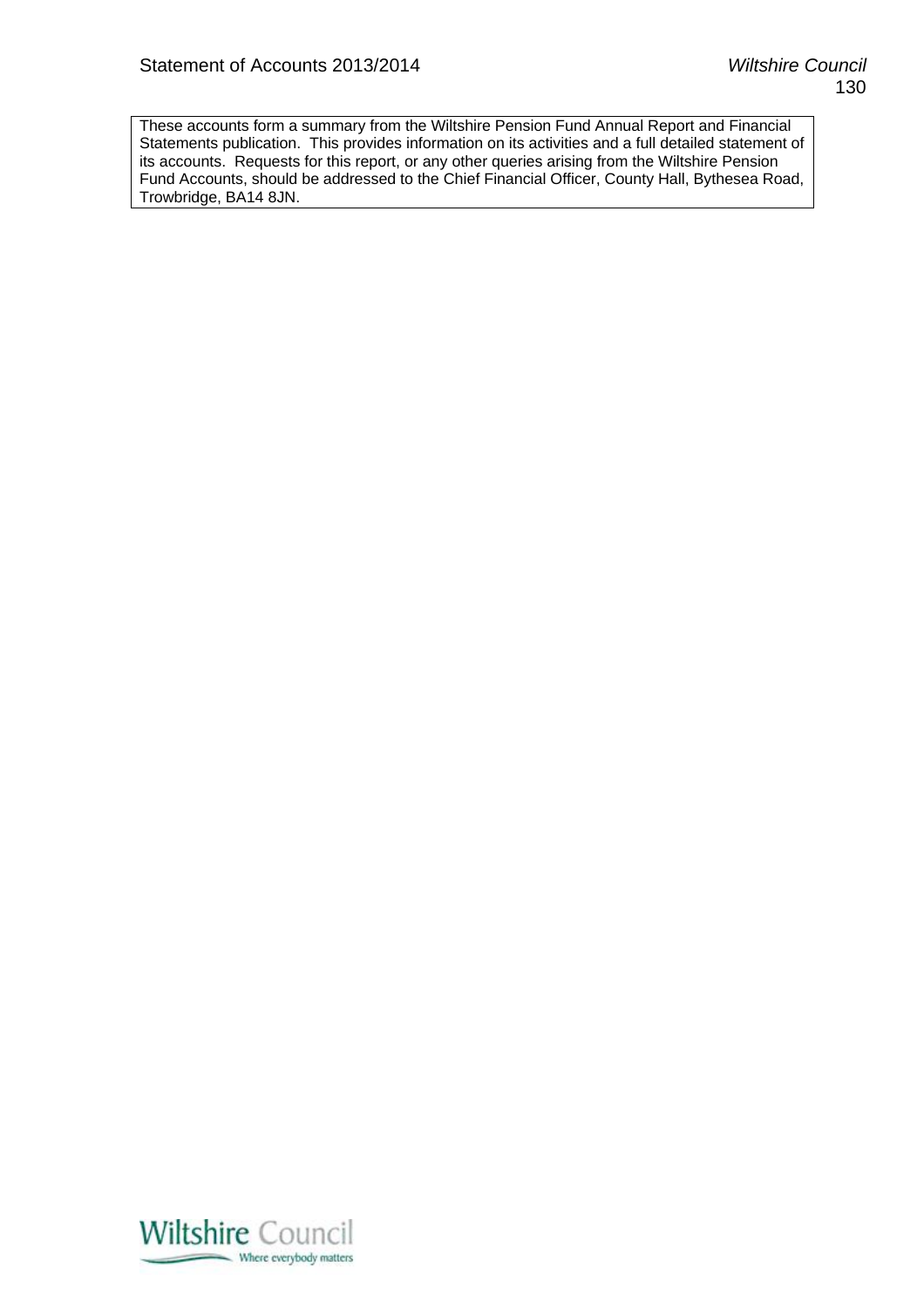These accounts form a summary from the Wiltshire Pension Fund Annual Report and Financial Statements publication. This provides information on its activities and a full detailed statement of its accounts. Requests for this report, or any other queries arising from the Wiltshire Pension Fund Accounts, should be addressed to the Chief Financial Officer, County Hall, Bythesea Road, Trowbridge, BA14 8JN.